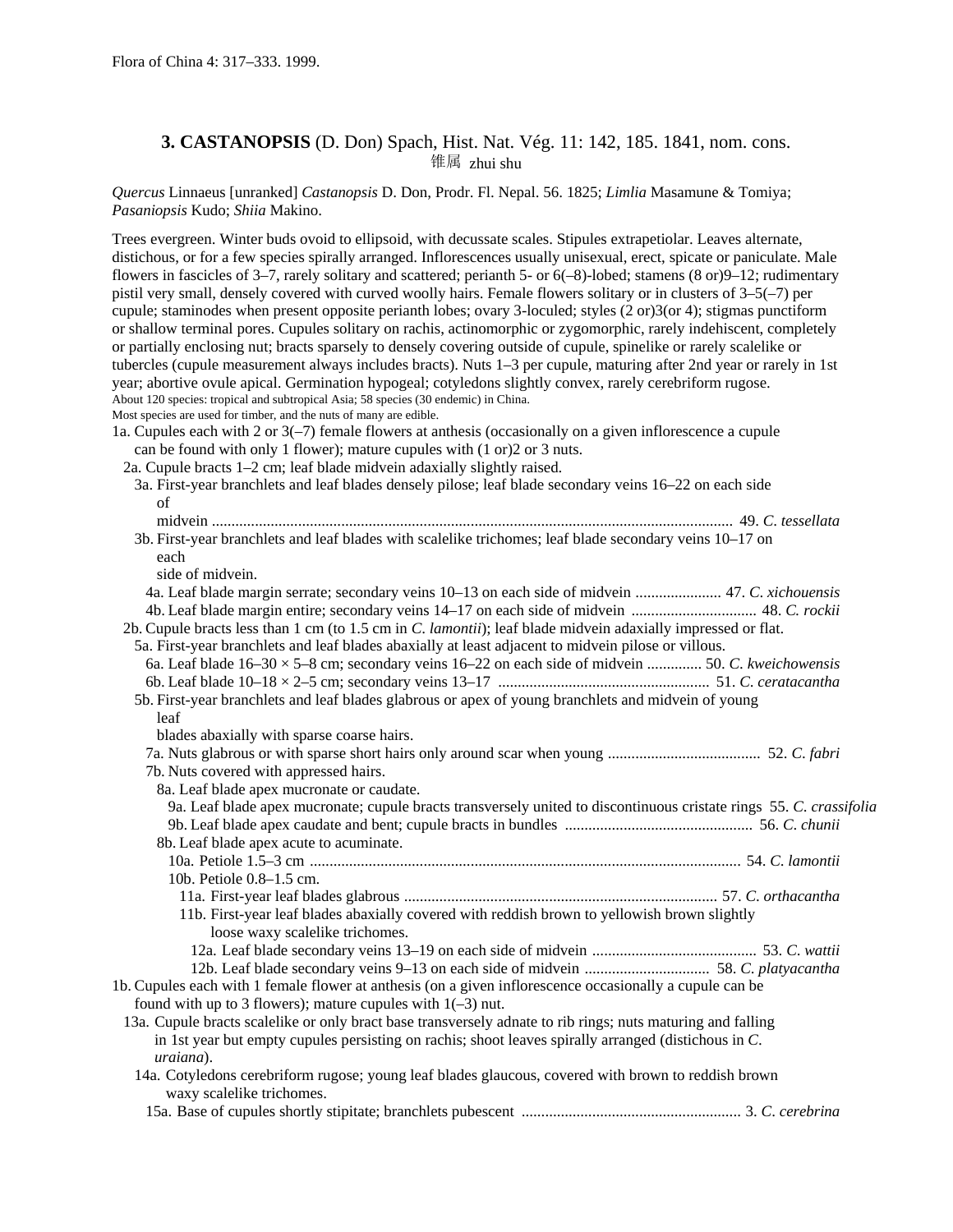Flora of China 4: 317–333. 1999.

# 3. CASTANOPSIS (D. Don) Spach, Hist. Nat. Vég. 11: 142, 185. 1841, nom. cons.

锥属 zhui shu

*Quercus* Linnaeus [unranked] *Castanopsis* D. Don, Prodr. Fl. Nepal. 56. 1825; *Limlia* Masamune & Tomiya; *Pasaniopsis* Kudo; *Shiia* Makino.

Trees evergreen. Winter buds ovoid to ellipsoid, with decussate scales. Stipules extrapetiolar. Leaves alternate, distichous, or for a few species spirally arranged. Inflorescences usually unisexual, erect, spicate or paniculate. Male flowers in fascicles of 3–7, rarely solitary and scattered; perianth 5- or 6(–8)-lobed; stamens (8 or)9–12; rudimentary pistil very small, densely covered with curved woolly hairs. Female flowers solitary or in clusters of 3–5(–7) per cupule; staminodes when present opposite perianth lobes; ovary 3-loculed; styles (2 or)3(or 4); stigmas punctiform or shallow terminal pores. Cupules solitary on rachis, actinomorphic or zygomorphic, rarely indehiscent, completely or partially enclosing nut; bracts sparsely to densely covering outside of cupule, spinelike or rarely scalelike or tubercles (cupule measurement always includes bracts). Nuts 1–3 per cupule, maturing after 2nd year or rarely in 1st year; abortive ovule apical. Germination hypogeal; cotyledons slightly convex, rarely cerebriform rugose.

About 120 species: tropical and subtropical Asia; 58 species (30 endemic) in China.

Most species are used for timber, and the nuts of many are edible.

1a. Cupules each with 2 or 3(–7) female flowers at anthesis (occasionally on a given inflorescence a cupule can be found with only 1 flower); mature cupules with (1 or)2 or 3 nuts.
  2a. Cupule bracts 1–2 cm; leaf blade midvein adaxially slightly raised.
    3a. First-year branchlets and leaf blades densely pilose; leaf blade secondary veins 16–22 on each side of midvein .................................................................................................................................... 49. *C. tessellata*
    3b. First-year branchlets and leaf blades with scalelike trichomes; leaf blade secondary veins 10–17 on each side of midvein.
      4a. Leaf blade margin serrate; secondary veins 10–13 on each side of midvein ...................... 47. *C. xichouensis*
      4b. Leaf blade margin entire; secondary veins 14–17 on each side of midvein ................................ 48. *C. rockii*
  2b. Cupule bracts less than 1 cm (to 1.5 cm in *C. lamontii*); leaf blade midvein adaxially impressed or flat.
    5a. First-year branchlets and leaf blades abaxially at least adjacent to midvein pilose or villous.
      6a. Leaf blade 16–30 × 5–8 cm; secondary veins 16–22 on each side of midvein .............. 50. *C. kweichowensis*
      6b. Leaf blade 10–18 × 2–5 cm; secondary veins 13–17 ...................................................... 51. *C. ceratacantha*
    5b. First-year branchlets and leaf blades glabrous or apex of young branchlets and midvein of young leaf blades abaxially with sparse coarse hairs.
      7a. Nuts glabrous or with sparse short hairs only around scar when young ....................................... 52. *C. fabri*
      7b. Nuts covered with appressed hairs.
        8a. Leaf blade apex mucronate or caudate.
          9a. Leaf blade apex mucronate; cupule bracts transversely united to discontinuous cristate rings 55. *C. crassifolia*
          9b. Leaf blade apex caudate and bent; cupule bracts in bundles ................................................ 56. *C. chunii*
        8b. Leaf blade apex acute to acuminate.
          10a. Petiole 1.5–3 cm ............................................................................................................. 54. *C. lamontii*
          10b. Petiole 0.8–1.5 cm.
            11a. First-year leaf blades glabrous ................................................................................ 57. *C. orthacantha*
            11b. First-year leaf blades abaxially covered with reddish brown to yellowish brown slightly loose waxy scalelike trichomes.
              12a. Leaf blade secondary veins 13–19 on each side of midvein .......................................... 53. *C. wattii*
              12b. Leaf blade secondary veins 9–13 on each side of midvein ................................ 58. *C. platyacantha*

1b. Cupules each with 1 female flower at anthesis (on a given inflorescence occasionally a cupule can be found with up to 3 flowers); mature cupules with 1(–3) nut.
  13a. Cupule bracts scalelike or only bract base transversely adnate to rib rings; nuts maturing and falling in 1st year but empty cupules persisting on rachis; shoot leaves spirally arranged (distichous in *C. uraiana*).
    14a. Cotyledons cerebriform rugose; young leaf blades glaucous, covered with brown to reddish brown waxy scalelike trichomes.
      15a. Base of cupules shortly stipitate; branchlets pubescent ........................................................ 3. *C. cerebrina*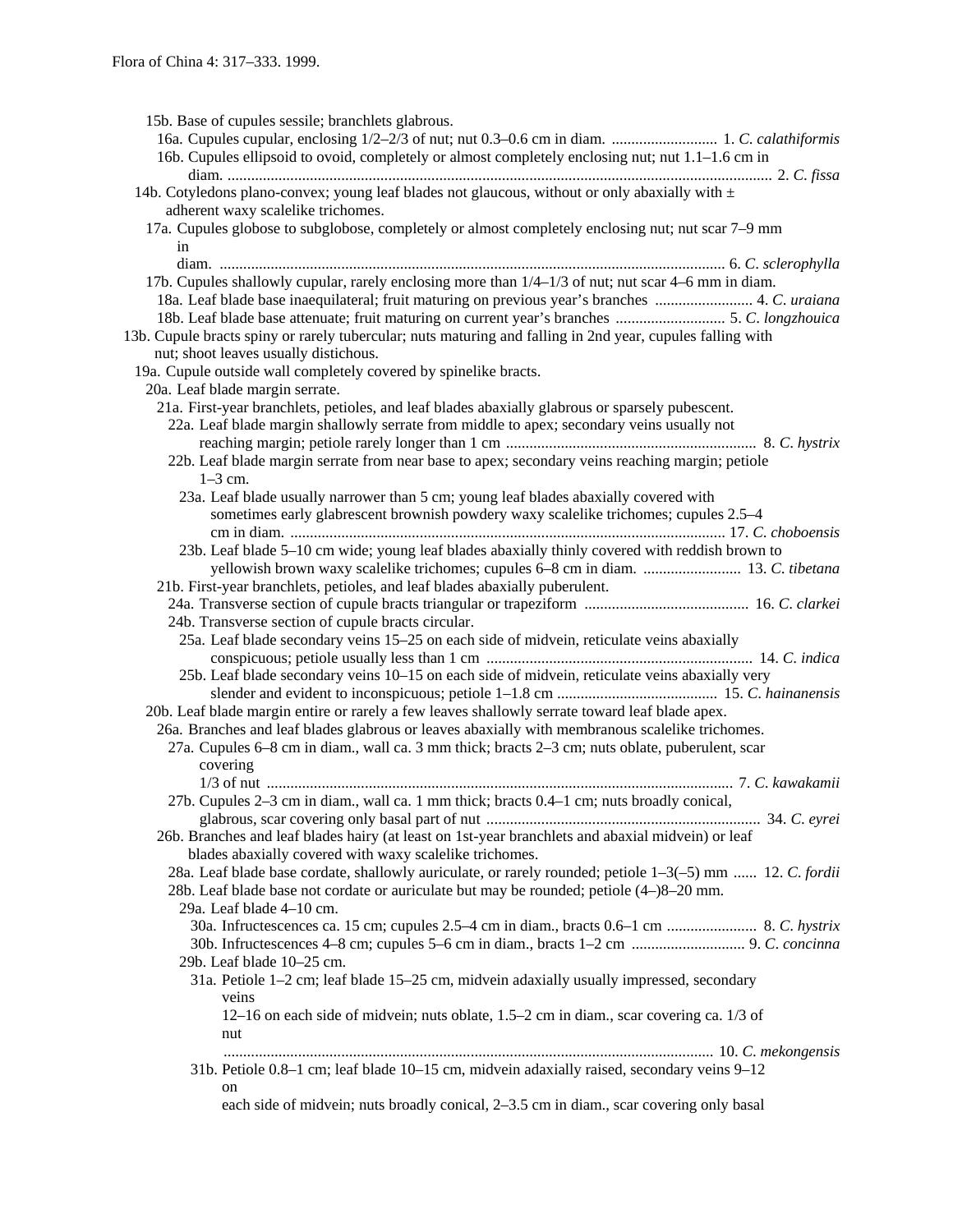15b. Base of cupules sessile; branchlets glabrous.

16a. Cupules cupular, enclosing 1/2–2/3 of nut; nut 0.3–0.6 cm in diam. .......................... 1. *C. calathiformis*

16b. Cupules ellipsoid to ovoid, completely or almost completely enclosing nut; nut 1.1–1.6 cm in diam. .......................................................................................................................... 2. *C. fissa*

14b. Cotyledons plano-convex; young leaf blades not glaucous, without or only abaxially with ± adherent waxy scalelike trichomes.

17a. Cupules globose to subglobose, completely or almost completely enclosing nut; nut scar 7–9 mm in diam. ................................................................................................................ 6. *C. sclerophylla*

17b. Cupules shallowly cupular, rarely enclosing more than 1/4–1/3 of nut; nut scar 4–6 mm in diam.

18a. Leaf blade base inaequilateral; fruit maturing on previous year's branches ......................... 4. *C. uraiana*

18b. Leaf blade base attenuate; fruit maturing on current year's branches ............................ 5. *C. longzhouica*

13b. Cupule bracts spiny or rarely tubercular; nuts maturing and falling in 2nd year, cupules falling with nut; shoot leaves usually distichous.

19a. Cupule outside wall completely covered by spinelike bracts.

20a. Leaf blade margin serrate.

21a. First-year branchlets, petioles, and leaf blades abaxially glabrous or sparsely pubescent.

22a. Leaf blade margin shallowly serrate from middle to apex; secondary veins usually not reaching margin; petiole rarely longer than 1 cm ............................................................... 8. *C. hystrix*

22b. Leaf blade margin serrate from near base to apex; secondary veins reaching margin; petiole 1–3 cm.

23a. Leaf blade usually narrower than 5 cm; young leaf blades abaxially covered with sometimes early glabrescent brownish powdery waxy scalelike trichomes; cupules 2.5–4 cm in diam. ............................................................................................................. 17. *C. choboensis*

23b. Leaf blade 5–10 cm wide; young leaf blades abaxially thinly covered with reddish brown to yellowish brown waxy scalelike trichomes; cupules 6–8 cm in diam. ......................... 13. *C. tibetana*

21b. First-year branchlets, petioles, and leaf blades abaxially puberulent.

24a. Transverse section of cupule bracts triangular or trapeziform .......................................... 16. *C. clarkei*

24b. Transverse section of cupule bracts circular.

25a. Leaf blade secondary veins 15–25 on each side of midvein, reticulate veins abaxially conspicuous; petiole usually less than 1 cm ................................................................... 14. *C. indica*

25b. Leaf blade secondary veins 10–15 on each side of midvein, reticulate veins abaxially very slender and evident to inconspicuous; petiole 1–1.8 cm ......................................... 15. *C. hainanensis*

20b. Leaf blade margin entire or rarely a few leaves shallowly serrate toward leaf blade apex.

26a. Branches and leaf blades glabrous or leaves abaxially with membranous scalelike trichomes.

27a. Cupules 6–8 cm in diam., wall ca. 3 mm thick; bracts 2–3 cm; nuts oblate, puberulent, scar covering 1/3 of nut ...................................................................................................................... 7. *C. kawakamii*

27b. Cupules 2–3 cm in diam., wall ca. 1 mm thick; bracts 0.4–1 cm; nuts broadly conical, glabrous, scar covering only basal part of nut ...................................................................... 34. *C. eyrei*

26b. Branches and leaf blades hairy (at least on 1st-year branchlets and abaxial midvein) or leaf blades abaxially covered with waxy scalelike trichomes.

28a. Leaf blade base cordate, shallowly auriculate, or rarely rounded; petiole 1–3(–5) mm ...... 12. *C. fordii*

28b. Leaf blade base not cordate or auriculate but may be rounded; petiole (4–)8–20 mm.

29a. Leaf blade 4–10 cm.

30a. Infructescences ca. 15 cm; cupules 2.5–4 cm in diam., bracts 0.6–1 cm ....................... 8. *C. hystrix*

30b. Infructescences 4–8 cm; cupules 5–6 cm in diam., bracts 1–2 cm ............................. 9. *C. concinna*

29b. Leaf blade 10–25 cm.

31a. Petiole 1–2 cm; leaf blade 15–25 cm, midvein adaxially usually impressed, secondary veins 12–16 on each side of midvein; nuts oblate, 1.5–2 cm in diam., scar covering ca. 1/3 of nut ............................................................................................................................ 10. *C. mekongensis*

31b. Petiole 0.8–1 cm; leaf blade 10–15 cm, midvein adaxially raised, secondary veins 9–12 on each side of midvein; nuts broadly conical, 2–3.5 cm in diam., scar covering only basal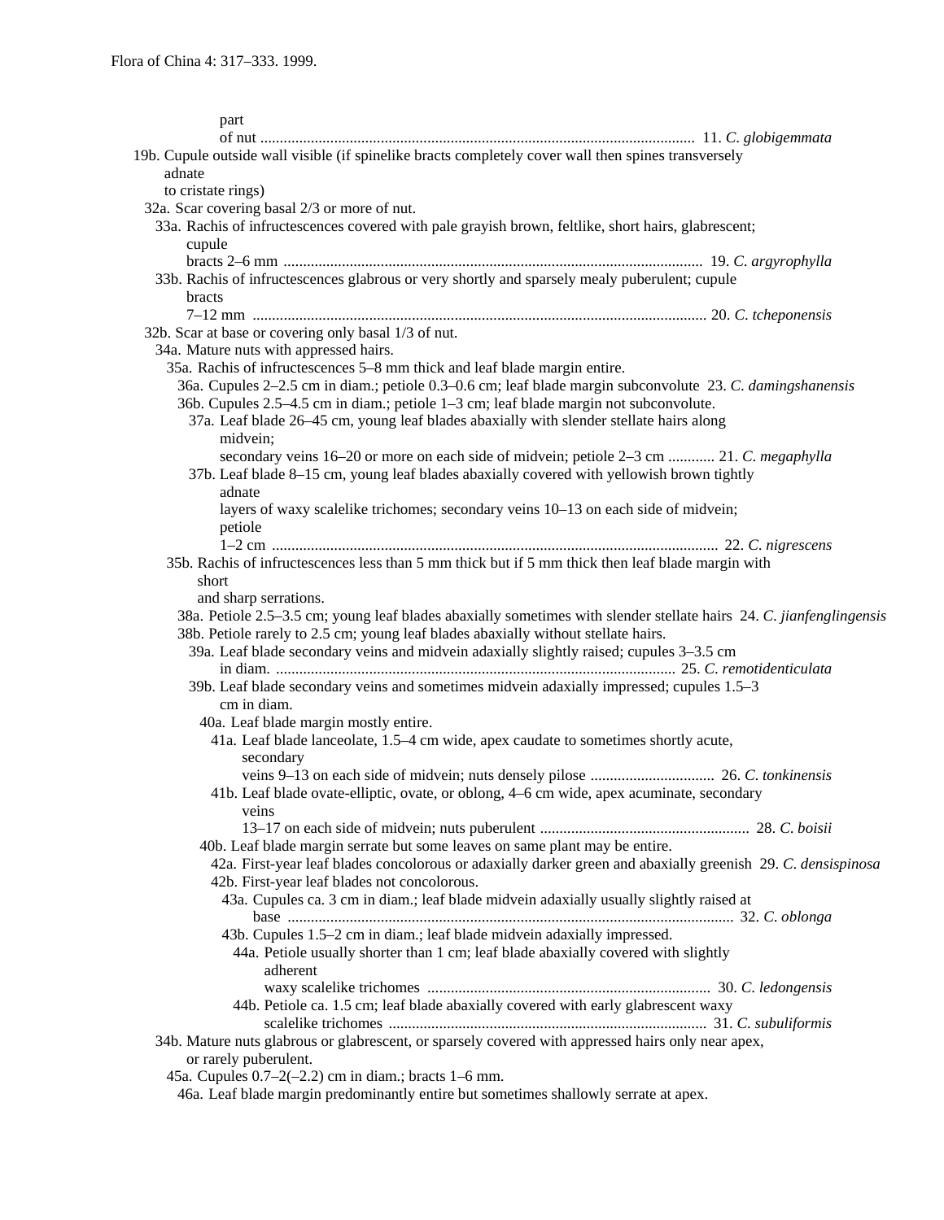part of nut ................................................................................................................ 11. *C. globigemmata*

19b. Cupule outside wall visible (if spinelike bracts completely cover wall then spines transversely adnate to cristate rings)

32a. Scar covering basal 2/3 or more of nut.

33a. Rachis of infructescences covered with pale grayish brown, feltlike, short hairs, glabrescent; cupule bracts 2–6 mm ........................................................................................................... 19. *C. argyrophylla*

33b. Rachis of infructescences glabrous or very shortly and sparsely mealy puberulent; cupule bracts 7–12 mm ..................................................................................................................... 20. *C. tcheponensis*

32b. Scar at base or covering only basal 1/3 of nut.

34a. Mature nuts with appressed hairs.

35a. Rachis of infructescences 5–8 mm thick and leaf blade margin entire.

36a. Cupules 2–2.5 cm in diam.; petiole 0.3–0.6 cm; leaf blade margin subconvolute 23. *C. damingshanensis*

36b. Cupules 2.5–4.5 cm in diam.; petiole 1–3 cm; leaf blade margin not subconvolute.

37a. Leaf blade 26–45 cm, young leaf blades abaxially with slender stellate hairs along midvein; secondary veins 16–20 or more on each side of midvein; petiole 2–3 cm ............ 21. *C. megaphylla*

37b. Leaf blade 8–15 cm, young leaf blades abaxially covered with yellowish brown tightly adnate layers of waxy scalelike trichomes; secondary veins 10–13 on each side of midvein; petiole 1–2 cm ................................................................................................................... 22. *C. nigrescens*

35b. Rachis of infructescences less than 5 mm thick but if 5 mm thick then leaf blade margin with short and sharp serrations.

38a. Petiole 2.5–3.5 cm; young leaf blades abaxially sometimes with slender stellate hairs 24. *C. jianfenglingensis*

38b. Petiole rarely to 2.5 cm; young leaf blades abaxially without stellate hairs.

39a. Leaf blade secondary veins and midvein adaxially slightly raised; cupules 3–3.5 cm in diam. ....................................................................................................... 25. *C. remotidenticulata*

39b. Leaf blade secondary veins and sometimes midvein adaxially impressed; cupules 1.5–3 cm in diam.

40a. Leaf blade margin mostly entire.

41a. Leaf blade lanceolate, 1.5–4 cm wide, apex caudate to sometimes shortly acute, secondary veins 9–13 on each side of midvein; nuts densely pilose ................................ 26. *C. tonkinensis*

41b. Leaf blade ovate-elliptic, ovate, or oblong, 4–6 cm wide, apex acuminate, secondary veins 13–17 on each side of midvein; nuts puberulent ...................................................... 28. *C. boisii*

40b. Leaf blade margin serrate but some leaves on same plant may be entire.

42a. First-year leaf blades concolorous or adaxially darker green and abaxially greenish 29. *C. densispinosa*

42b. First-year leaf blades not concolorous.

43a. Cupules ca. 3 cm in diam.; leaf blade midvein adaxially usually slightly raised at base ................................................................................................................... 32. *C. oblonga*

43b. Cupules 1.5–2 cm in diam.; leaf blade midvein adaxially impressed.

44a. Petiole usually shorter than 1 cm; leaf blade abaxially covered with slightly adherent waxy scalelike trichomes ......................................................................... 30. *C. ledongensis*

44b. Petiole ca. 1.5 cm; leaf blade abaxially covered with early glabrescent waxy scalelike trichomes ................................................................................. 31. *C. subuliformis*

34b. Mature nuts glabrous or glabrescent, or sparsely covered with appressed hairs only near apex, or rarely puberulent.

45a. Cupules 0.7–2(–2.2) cm in diam.; bracts 1–6 mm.

46a. Leaf blade margin predominantly entire but sometimes shallowly serrate at apex.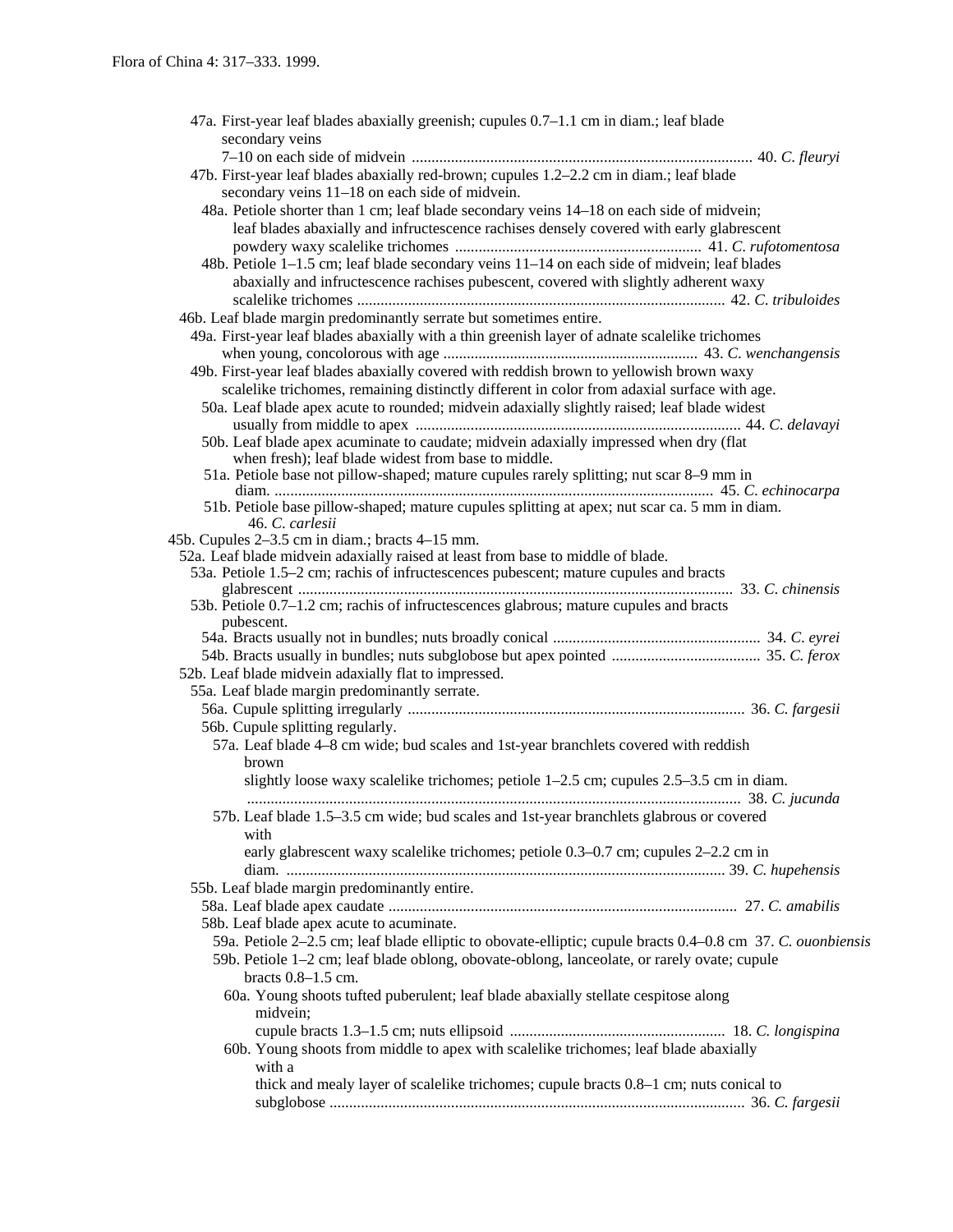47a. First-year leaf blades abaxially greenish; cupules 0.7–1.1 cm in diam.; leaf blade secondary veins 7–10 on each side of midvein ........................................................................................ 40. *C. fleuryi*

47b. First-year leaf blades abaxially red-brown; cupules 1.2–2.2 cm in diam.; leaf blade secondary veins 11–18 on each side of midvein.

48a. Petiole shorter than 1 cm; leaf blade secondary veins 14–18 on each side of midvein; leaf blades abaxially and infructescence rachises densely covered with early glabrescent powdery waxy scalelike trichomes ............................................................... 41. *C. rufotomentosa*

48b. Petiole 1–1.5 cm; leaf blade secondary veins 11–14 on each side of midvein; leaf blades abaxially and infructescence rachises pubescent, covered with slightly adherent waxy scalelike trichomes ............................................................................................. 42. *C. tribuloides*

46b. Leaf blade margin predominantly serrate but sometimes entire.

49a. First-year leaf blades abaxially with a thin greenish layer of adnate scalelike trichomes when young, concolorous with age ................................................................ 43. *C. wenchangensis*

49b. First-year leaf blades abaxially covered with reddish brown to yellowish brown waxy scalelike trichomes, remaining distinctly different in color from adaxial surface with age.

50a. Leaf blade apex acute to rounded; midvein adaxially slightly raised; leaf blade widest usually from middle to apex ................................................................................... 44. *C. delavayi*

50b. Leaf blade apex acuminate to caudate; midvein adaxially impressed when dry (flat when fresh); leaf blade widest from base to middle.

51a. Petiole base not pillow-shaped; mature cupules rarely splitting; nut scar 8–9 mm in diam. ................................................................................................................. 45. *C. echinocarpa*

51b. Petiole base pillow-shaped; mature cupules splitting at apex; nut scar ca. 5 mm in diam. 46. *C. carlesii*

45b. Cupules 2–3.5 cm in diam.; bracts 4–15 mm.

52a. Leaf blade midvein adaxially raised at least from base to middle of blade.

53a. Petiole 1.5–2 cm; rachis of infructescences pubescent; mature cupules and bracts glabrescent ............................................................................................................. 33. *C. chinensis*

53b. Petiole 0.7–1.2 cm; rachis of infructescences glabrous; mature cupules and bracts pubescent.

54a. Bracts usually not in bundles; nuts broadly conical ..................................................... 34. *C. eyrei*

54b. Bracts usually in bundles; nuts subglobose but apex pointed ...................................... 35. *C. ferox*

52b. Leaf blade midvein adaxially flat to impressed.

55a. Leaf blade margin predominantly serrate.

56a. Cupule splitting irregularly ...................................................................................... 36. *C. fargesii*

56b. Cupule splitting regularly.

57a. Leaf blade 4–8 cm wide; bud scales and 1st-year branchlets covered with reddish brown slightly loose waxy scalelike trichomes; petiole 1–2.5 cm; cupules 2.5–3.5 cm in diam. ............................................................................................................. 38. *C. jucunda*

57b. Leaf blade 1.5–3.5 cm wide; bud scales and 1st-year branchlets glabrous or covered with early glabrescent waxy scalelike trichomes; petiole 0.3–0.7 cm; cupules 2–2.2 cm in diam. ............................................................................................................. 39. *C. hupehensis*

55b. Leaf blade margin predominantly entire.

58a. Leaf blade apex caudate ......................................................................................... 27. *C. amabilis*

58b. Leaf blade apex acute to acuminate.

59a. Petiole 2–2.5 cm; leaf blade elliptic to obovate-elliptic; cupule bracts 0.4–0.8 cm 37. *C. ouonbiensis*

59b. Petiole 1–2 cm; leaf blade oblong, obovate-oblong, lanceolate, or rarely ovate; cupule bracts 0.8–1.5 cm.

60a. Young shoots tufted puberulent; leaf blade abaxially stellate cespitose along midvein; cupule bracts 1.3–1.5 cm; nuts ellipsoid ....................................................... 18. *C. longispina*

60b. Young shoots from middle to apex with scalelike trichomes; leaf blade abaxially with a thick and mealy layer of scalelike trichomes; cupule bracts 0.8–1 cm; nuts conical to subglobose ......................................................................................................... 36. *C. fargesii*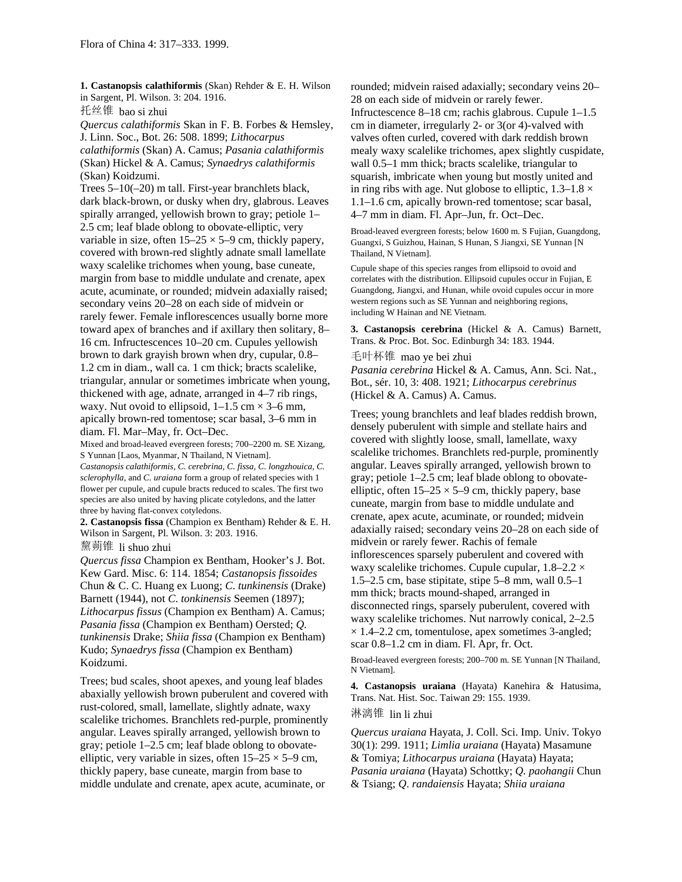**1. Castanopsis calathiformis** (Skan) Rehder & E. H. Wilson in Sargent, Pl. Wilson. 3: 204. 1916.

托丝锥 bao si zhui

*Quercus calathiformis* Skan in F. B. Forbes & Hemsley, J. Linn. Soc., Bot. 26: 508. 1899; *Lithocarpus calathiformis* (Skan) A. Camus; *Pasania calathiformis* (Skan) Hickel & A. Camus; *Synaedrys calathiformis* (Skan) Koidzumi.

Trees 5–10(–20) m tall. First-year branchlets black, dark black-brown, or dusky when dry, glabrous. Leaves spirally arranged, yellowish brown to gray; petiole 1–2.5 cm; leaf blade oblong to obovate-elliptic, very variable in size, often 15–25 × 5–9 cm, thickly papery, covered with brown-red slightly adnate small lamellate waxy scalelike trichomes when young, base cuneate, margin from base to middle undulate and crenate, apex acute, acuminate, or rounded; midvein adaxially raised; secondary veins 20–28 on each side of midvein or rarely fewer. Female inflorescences usually borne more toward apex of branches and if axillary then solitary, 8–16 cm. Infructescences 10–20 cm. Cupules yellowish brown to dark grayish brown when dry, cupular, 0.8–1.2 cm in diam., wall ca. 1 cm thick; bracts scalelike, triangular, annular or sometimes imbricate when young, thickened with age, adnate, arranged in 4–7 rib rings, waxy. Nut ovoid to ellipsoid, 1–1.5 cm × 3–6 mm, apically brown-red tomentose; scar basal, 3–6 mm in diam. Fl. Mar–May, fr. Oct–Dec.

Mixed and broad-leaved evergreen forests; 700–2200 m. SE Xizang, S Yunnan [Laos, Myanmar, N Thailand, N Vietnam].

*Castanopsis calathiformis*, *C. cerebrina*, *C. fissa*, *C. longzhouica*, *C. sclerophylla*, and *C. uraiana* form a group of related species with 1 flower per cupule, and cupule bracts reduced to scales. The first two species are also united by having plicate cotyledons, and the latter three by having flat-convex cotyledons.

**2. Castanopsis fissa** (Champion ex Bentham) Rehder & E. H. Wilson in Sargent, Pl. Wilson. 3: 203. 1916.

黧蒴锥 li shuo zhui

*Quercus fissa* Champion ex Bentham, Hooker's J. Bot. Kew Gard. Misc. 6: 114. 1854; *Castanopsis fissoides* Chun & C. C. Huang ex Luong; *C. tunkinensis* (Drake) Barnett (1944), not *C. tonkinensis* Seemen (1897); *Lithocarpus fissus* (Champion ex Bentham) A. Camus; *Pasania fissa* (Champion ex Bentham) Oersted; *Q. tunkinensis* Drake; *Shiia fissa* (Champion ex Bentham) Kudo; *Synaedrys fissa* (Champion ex Bentham) Koidzumi.

Trees; bud scales, shoot apexes, and young leaf blades abaxially yellowish brown puberulent and covered with rust-colored, small, lamellate, slightly adnate, waxy scalelike trichomes. Branchlets red-purple, prominently angular. Leaves spirally arranged, yellowish brown to gray; petiole 1–2.5 cm; leaf blade oblong to obovate-elliptic, very variable in sizes, often 15–25 × 5–9 cm, thickly papery, base cuneate, margin from base to middle undulate and crenate, apex acute, acuminate, or rounded; midvein raised adaxially; secondary veins 20–28 on each side of midvein or rarely fewer. Infructescence 8–18 cm; rachis glabrous. Cupule 1–1.5 cm in diameter, irregularly 2- or 3(or 4)-valved with valves often curled, covered with dark reddish brown mealy waxy scalelike trichomes, apex slightly cuspidate, wall 0.5–1 mm thick; bracts scalelike, triangular to squarish, imbricate when young but mostly united and in ring ribs with age. Nut globose to elliptic, 1.3–1.8 × 1.1–1.6 cm, apically brown-red tomentose; scar basal, 4–7 mm in diam. Fl. Apr–Jun, fr. Oct–Dec.

Broad-leaved evergreen forests; below 1600 m. S Fujian, Guangdong, Guangxi, S Guizhou, Hainan, S Hunan, S Jiangxi, SE Yunnan [N Thailand, N Vietnam].

Cupule shape of this species ranges from ellipsoid to ovoid and correlates with the distribution. Ellipsoid cupules occur in Fujian, E Guangdong, Jiangxi, and Hunan, while ovoid cupules occur in more western regions such as SE Yunnan and neighboring regions, including W Hainan and NE Vietnam.

**3. Castanopsis cerebrina** (Hickel & A. Camus) Barnett, Trans. & Proc. Bot. Soc. Edinburgh 34: 183. 1944.

毛叶杯锥 mao ye bei zhui

*Pasania cerebrina* Hickel & A. Camus, Ann. Sci. Nat., Bot., sér. 10, 3: 408. 1921; *Lithocarpus cerebrinus* (Hickel & A. Camus) A. Camus.

Trees; young branchlets and leaf blades reddish brown, densely puberulent with simple and stellate hairs and covered with slightly loose, small, lamellate, waxy scalelike trichomes. Branchlets red-purple, prominently angular. Leaves spirally arranged, yellowish brown to gray; petiole 1–2.5 cm; leaf blade oblong to obovate-elliptic, often 15–25 × 5–9 cm, thickly papery, base cuneate, margin from base to middle undulate and crenate, apex acute, acuminate, or rounded; midvein adaxially raised; secondary veins 20–28 on each side of midvein or rarely fewer. Rachis of female inflorescences sparsely puberulent and covered with waxy scalelike trichomes. Cupule cupular, 1.8–2.2 × 1.5–2.5 cm, base stipitate, stipe 5–8 mm, wall 0.5–1 mm thick; bracts mound-shaped, arranged in disconnected rings, sparsely puberulent, covered with waxy scalelike trichomes. Nut narrowly conical, 2–2.5 × 1.4–2.2 cm, tomentulose, apex sometimes 3-angled; scar 0.8–1.2 cm in diam. Fl. Apr, fr. Oct.

Broad-leaved evergreen forests; 200–700 m. SE Yunnan [N Thailand, N Vietnam].

**4. Castanopsis uraiana** (Hayata) Kanehira & Hatusima, Trans. Nat. Hist. Soc. Taiwan 29: 155. 1939.

淋漓锥 lin li zhui

*Quercus uraiana* Hayata, J. Coll. Sci. Imp. Univ. Tokyo 30(1): 299. 1911; *Limlia uraiana* (Hayata) Masamune & Tomiya; *Lithocarpus uraiana* (Hayata) Hayata; *Pasania uraiana* (Hayata) Schottky; *Q. paohangii* Chun & Tsiang; *Q. randaiensis* Hayata; *Shiia uraiana*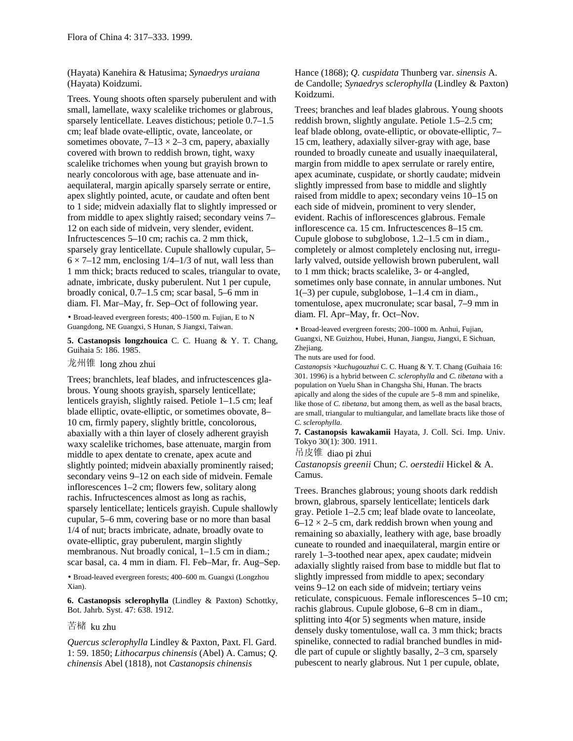(Hayata) Kanehira & Hatusima; *Synaedrys uraiana* (Hayata) Koidzumi.

Trees. Young shoots often sparsely puberulent and with small, lamellate, waxy scalelike trichomes or glabrous, sparsely lenticellate. Leaves distichous; petiole 0.7–1.5 cm; leaf blade ovate-elliptic, ovate, lanceolate, or sometimes obovate, 7–13 × 2–3 cm, papery, abaxially covered with brown to reddish brown, tight, waxy scalelike trichomes when young but grayish brown to nearly concolorous with age, base attenuate and inaequilateral, margin apically sparsely serrate or entire, apex slightly pointed, acute, or caudate and often bent to 1 side; midvein adaxially flat to slightly impressed or from middle to apex slightly raised; secondary veins 7–12 on each side of midvein, very slender, evident. Infructescences 5–10 cm; rachis ca. 2 mm thick, sparsely gray lenticellate. Cupule shallowly cupular, 5–6 × 7–12 mm, enclosing 1/4–1/3 of nut, wall less than 1 mm thick; bracts reduced to scales, triangular to ovate, adnate, imbricate, dusky puberulent. Nut 1 per cupule, broadly conical, 0.7–1.5 cm; scar basal, 5–6 mm in diam. Fl. Mar–May, fr. Sep–Oct of following year.

• Broad-leaved evergreen forests; 400–1500 m. Fujian, E to N Guangdong, NE Guangxi, S Hunan, S Jiangxi, Taiwan.

**5. Castanopsis longzhouica** C. C. Huang & Y. T. Chang, Guihaia 5: 186. 1985.

龙州锥 long zhou zhui

Trees; branchlets, leaf blades, and infructescences glabrous. Young shoots grayish, sparsely lenticellate; lenticels grayish, slightly raised. Petiole 1–1.5 cm; leaf blade elliptic, ovate-elliptic, or sometimes obovate, 8–10 cm, firmly papery, slightly brittle, concolorous, abaxially with a thin layer of closely adherent grayish waxy scalelike trichomes, base attenuate, margin from middle to apex dentate to crenate, apex acute and slightly pointed; midvein abaxially prominently raised; secondary veins 9–12 on each side of midvein. Female inflorescences 1–2 cm; flowers few, solitary along rachis. Infructescences almost as long as rachis, sparsely lenticellate; lenticels grayish. Cupule shallowly cupular, 5–6 mm, covering base or no more than basal 1/4 of nut; bracts imbricate, adnate, broadly ovate to ovate-elliptic, gray puberulent, margin slightly membranous. Nut broadly conical, 1–1.5 cm in diam.; scar basal, ca. 4 mm in diam. Fl. Feb–Mar, fr. Aug–Sep.

• Broad-leaved evergreen forests; 400–600 m. Guangxi (Longzhou Xian).

**6. Castanopsis sclerophylla** (Lindley & Paxton) Schottky, Bot. Jahrb. Syst. 47: 638. 1912.

苦槠 ku zhu

*Quercus sclerophylla* Lindley & Paxton, Paxt. Fl. Gard. 1: 59. 1850; *Lithocarpus chinensis* (Abel) A. Camus; *Q. chinensis* Abel (1818), not *Castanopsis chinensis* Hance (1868); *Q. cuspidata* Thunberg var. *sinensis* A. de Candolle; *Synaedrys sclerophylla* (Lindley & Paxton) Koidzumi.

Trees; branches and leaf blades glabrous. Young shoots reddish brown, slightly angulate. Petiole 1.5–2.5 cm; leaf blade oblong, ovate-elliptic, or obovate-elliptic, 7–15 cm, leathery, adaxially silver-gray with age, base rounded to broadly cuneate and usually inaequilateral, margin from middle to apex serrulate or rarely entire, apex acuminate, cuspidate, or shortly caudate; midvein slightly impressed from base to middle and slightly raised from middle to apex; secondary veins 10–15 on each side of midvein, prominent to very slender, evident. Rachis of inflorescences glabrous. Female inflorescence ca. 15 cm. Infructescences 8–15 cm. Cupule globose to subglobose, 1.2–1.5 cm in diam., completely or almost completely enclosing nut, irregularly valved, outside yellowish brown puberulent, wall to 1 mm thick; bracts scalelike, 3- or 4-angled, sometimes only base connate, in annular umbones. Nut 1(–3) per cupule, subglobose, 1–1.4 cm in diam., tomentulose, apex mucronulate; scar basal, 7–9 mm in diam. Fl. Apr–May, fr. Oct–Nov.

• Broad-leaved evergreen forests; 200–1000 m. Anhui, Fujian, Guangxi, NE Guizhou, Hubei, Hunan, Jiangsu, Jiangxi, E Sichuan, Zhejiang.

The nuts are used for food.

*Castanopsis ×kuchugouzhui* C. C. Huang & Y. T. Chang (Guihaia 16: 301. 1996) is a hybrid between *C. sclerophylla* and *C. tibetana* with a population on Yuelu Shan in Changsha Shi, Hunan. The bracts apically and along the sides of the cupule are 5–8 mm and spinelike, like those of *C. tibetana*, but among them, as well as the basal bracts, are small, triangular to multiangular, and lamellate bracts like those of *C. sclerophylla*.

**7. Castanopsis kawakamii** Hayata, J. Coll. Sci. Imp. Univ. Tokyo 30(1): 300. 1911.

吊皮锥 diao pi zhui

*Castanopsis greenii* Chun; *C. oerstedii* Hickel & A. Camus.

Trees. Branches glabrous; young shoots dark reddish brown, glabrous, sparsely lenticellate; lenticels dark gray. Petiole 1–2.5 cm; leaf blade ovate to lanceolate, 6–12 × 2–5 cm, dark reddish brown when young and remaining so abaxially, leathery with age, base broadly cuneate to rounded and inaequilateral, margin entire or rarely 1–3-toothed near apex, apex caudate; midvein adaxially slightly raised from base to middle but flat to slightly impressed from middle to apex; secondary veins 9–12 on each side of midvein; tertiary veins reticulate, conspicuous. Female inflorescences 5–10 cm; rachis glabrous. Cupule globose, 6–8 cm in diam., splitting into 4(or 5) segments when mature, inside densely dusky tomentulose, wall ca. 3 mm thick; bracts spinelike, connected to radial branched bundles in middle part of cupule or slightly basally, 2–3 cm, sparsely pubescent to nearly glabrous. Nut 1 per cupule, oblate,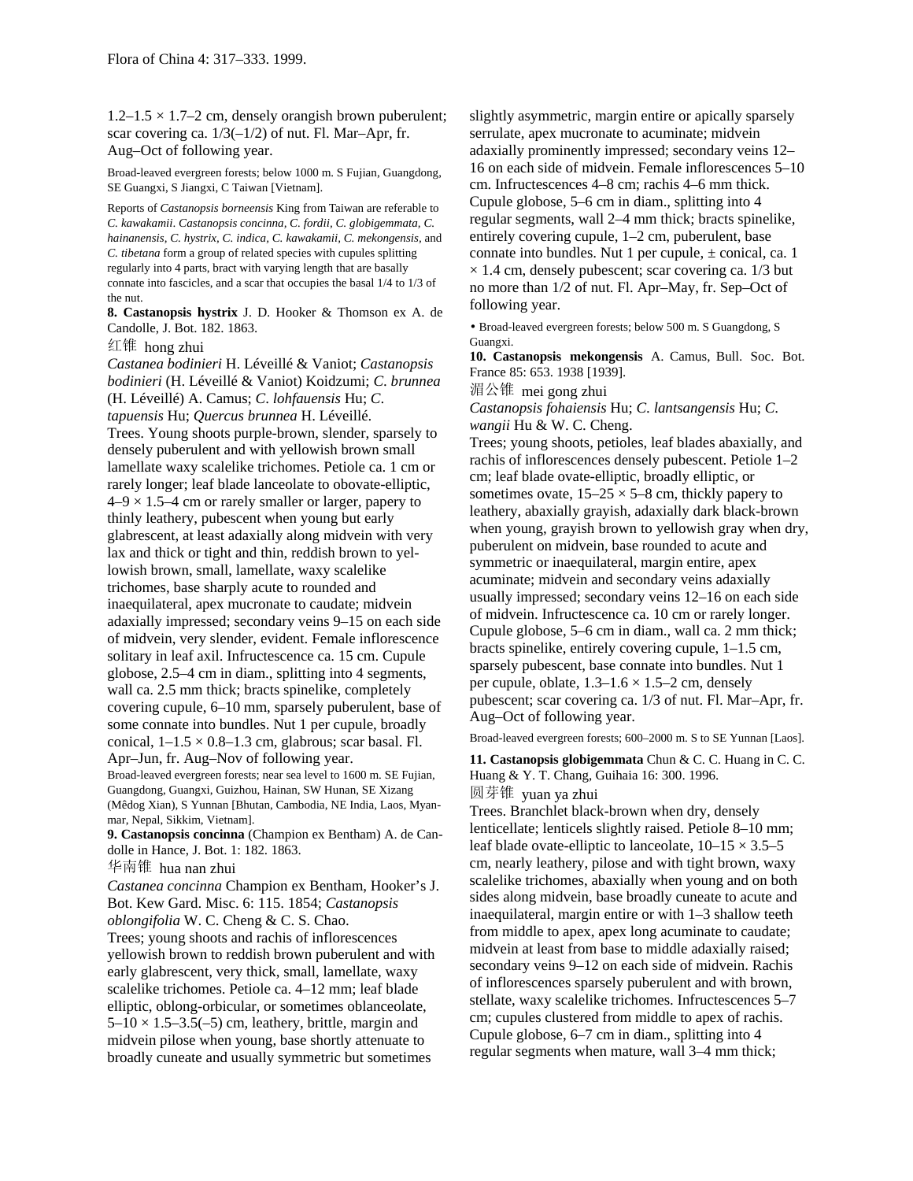1.2–1.5 × 1.7–2 cm, densely orangish brown puberulent; scar covering ca. 1/3(–1/2) of nut. Fl. Mar–Apr, fr. Aug–Oct of following year.

Broad-leaved evergreen forests; below 1000 m. S Fujian, Guangdong, SE Guangxi, S Jiangxi, C Taiwan [Vietnam].

Reports of *Castanopsis borneensis* King from Taiwan are referable to *C. kawakamii*. *Castanopsis concinna*, *C. fordii*, *C. globigemmata*, *C. hainanensis*, *C. hystrix*, *C. indica*, *C. kawakamii*, *C. mekongensis*, and *C. tibetana* form a group of related species with cupules splitting regularly into 4 parts, bract with varying length that are basally connate into fascicles, and a scar that occupies the basal 1/4 to 1/3 of the nut.

**8. Castanopsis hystrix** J. D. Hooker & Thomson ex A. de Candolle, J. Bot. 182. 1863.

红锥 hong zhui

*Castanea bodinieri* H. Léveillé & Vaniot; *Castanopsis bodinieri* (H. Léveillé & Vaniot) Koidzumi; *C. brunnea* (H. Léveillé) A. Camus; *C. lohfauensis* Hu; *C. tapuensis* Hu; *Quercus brunnea* H. Léveillé.

Trees. Young shoots purple-brown, slender, sparsely to densely puberulent and with yellowish brown small lamellate waxy scalelike trichomes. Petiole ca. 1 cm or rarely longer; leaf blade lanceolate to obovate-elliptic, 4–9 × 1.5–4 cm or rarely smaller or larger, papery to thinly leathery, pubescent when young but early glabrescent, at least adaxially along midvein with very lax and thick or tight and thin, reddish brown to yellowish brown, small, lamellate, waxy scalelike trichomes, base sharply acute to rounded and inaequilateral, apex mucronate to caudate; midvein adaxially impressed; secondary veins 9–15 on each side of midvein, very slender, evident. Female inflorescence solitary in leaf axil. Infructescence ca. 15 cm. Cupule globose, 2.5–4 cm in diam., splitting into 4 segments, wall ca. 2.5 mm thick; bracts spinelike, completely covering cupule, 6–10 mm, sparsely puberulent, base of some connate into bundles. Nut 1 per cupule, broadly conical, 1–1.5 × 0.8–1.3 cm, glabrous; scar basal. Fl. Apr–Jun, fr. Aug–Nov of following year.

Broad-leaved evergreen forests; near sea level to 1600 m. SE Fujian, Guangdong, Guangxi, Guizhou, Hainan, SW Hunan, SE Xizang (Mêdog Xian), S Yunnan [Bhutan, Cambodia, NE India, Laos, Myanmar, Nepal, Sikkim, Vietnam].

**9. Castanopsis concinna** (Champion ex Bentham) A. de Candolle in Hance, J. Bot. 1: 182. 1863.

华南锥 hua nan zhui

*Castanea concinna* Champion ex Bentham, Hooker's J. Bot. Kew Gard. Misc. 6: 115. 1854; *Castanopsis oblongifolia* W. C. Cheng & C. S. Chao.

Trees; young shoots and rachis of inflorescences yellowish brown to reddish brown puberulent and with early glabrescent, very thick, small, lamellate, waxy scalelike trichomes. Petiole ca. 4–12 mm; leaf blade elliptic, oblong-orbicular, or sometimes oblanceolate, 5–10 × 1.5–3.5(–5) cm, leathery, brittle, margin and midvein pilose when young, base shortly attenuate to broadly cuneate and usually symmetric but sometimes slightly asymmetric, margin entire or apically sparsely serrulate, apex mucronate to acuminate; midvein adaxially prominently impressed; secondary veins 12–16 on each side of midvein. Female inflorescences 5–10 cm. Infructescences 4–8 cm; rachis 4–6 mm thick. Cupule globose, 5–6 cm in diam., splitting into 4 regular segments, wall 2–4 mm thick; bracts spinelike, entirely covering cupule, 1–2 cm, puberulent, base connate into bundles. Nut 1 per cupule, ± conical, ca. 1 × 1.4 cm, densely pubescent; scar covering ca. 1/3 but no more than 1/2 of nut. Fl. Apr–May, fr. Sep–Oct of following year.

• Broad-leaved evergreen forests; below 500 m. S Guangdong, S Guangxi.

**10. Castanopsis mekongensis** A. Camus, Bull. Soc. Bot. France 85: 653. 1938 [1939].

湄公锥 mei gong zhui

*Castanopsis fohaiensis* Hu; *C. lantsangensis* Hu; *C. wangii* Hu & W. C. Cheng.

Trees; young shoots, petioles, leaf blades abaxially, and rachis of inflorescences densely pubescent. Petiole 1–2 cm; leaf blade ovate-elliptic, broadly elliptic, or sometimes ovate, 15–25 × 5–8 cm, thickly papery to leathery, abaxially grayish, adaxially dark black-brown when young, grayish brown to yellowish gray when dry, puberulent on midvein, base rounded to acute and symmetric or inaequilateral, margin entire, apex acuminate; midvein and secondary veins adaxially usually impressed; secondary veins 12–16 on each side of midvein. Infructescence ca. 10 cm or rarely longer. Cupule globose, 5–6 cm in diam., wall ca. 2 mm thick; bracts spinelike, entirely covering cupule, 1–1.5 cm, sparsely pubescent, base connate into bundles. Nut 1 per cupule, oblate, 1.3–1.6 × 1.5–2 cm, densely pubescent; scar covering ca. 1/3 of nut. Fl. Mar–Apr, fr. Aug–Oct of following year.

Broad-leaved evergreen forests; 600–2000 m. S to SE Yunnan [Laos].

**11. Castanopsis globigemmata** Chun & C. C. Huang in C. C. Huang & Y. T. Chang, Guihaia 16: 300. 1996.

圆芽锥 yuan ya zhui

Trees. Branchlet black-brown when dry, densely lenticellate; lenticels slightly raised. Petiole 8–10 mm; leaf blade ovate-elliptic to lanceolate, 10–15 × 3.5–5 cm, nearly leathery, pilose and with tight brown, waxy scalelike trichomes, abaxially when young and on both sides along midvein, base broadly cuneate to acute and inaequilateral, margin entire or with 1–3 shallow teeth from middle to apex, apex long acuminate to caudate; midvein at least from base to middle adaxially raised; secondary veins 9–12 on each side of midvein. Rachis of inflorescences sparsely puberulent and with brown, stellate, waxy scalelike trichomes. Infructescences 5–7 cm; cupules clustered from middle to apex of rachis. Cupule globose, 6–7 cm in diam., splitting into 4 regular segments when mature, wall 3–4 mm thick;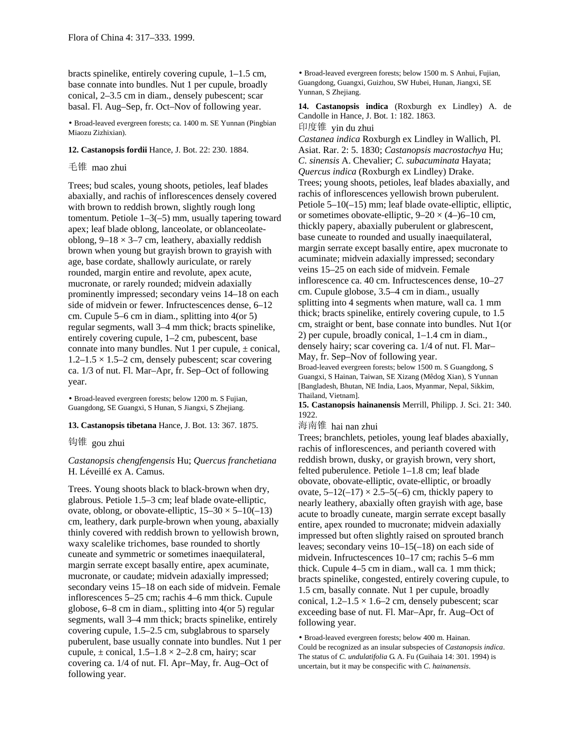bracts spinelike, entirely covering cupule, 1–1.5 cm, base connate into bundles. Nut 1 per cupule, broadly conical, 2–3.5 cm in diam., densely pubescent; scar basal. Fl. Aug–Sep, fr. Oct–Nov of following year.

• Broad-leaved evergreen forests; ca. 1400 m. SE Yunnan (Pingbian Miaozu Zizhixian).

**12. Castanopsis fordii** Hance, J. Bot. 22: 230. 1884.

毛锥 mao zhui

Trees; bud scales, young shoots, petioles, leaf blades abaxially, and rachis of inflorescences densely covered with brown to reddish brown, slightly rough long tomentum. Petiole 1–3(–5) mm, usually tapering toward apex; leaf blade oblong, lanceolate, or oblanceolate-oblong, 9–18 × 3–7 cm, leathery, abaxially reddish brown when young but grayish brown to grayish with age, base cordate, shallowly auriculate, or rarely rounded, margin entire and revolute, apex acute, mucronate, or rarely rounded; midvein adaxially prominently impressed; secondary veins 14–18 on each side of midvein or fewer. Infructescences dense, 6–12 cm. Cupule 5–6 cm in diam., splitting into 4(or 5) regular segments, wall 3–4 mm thick; bracts spinelike, entirely covering cupule, 1–2 cm, pubescent, base connate into many bundles. Nut 1 per cupule, ± conical, 1.2–1.5 × 1.5–2 cm, densely pubescent; scar covering ca. 1/3 of nut. Fl. Mar–Apr, fr. Sep–Oct of following year.

• Broad-leaved evergreen forests; below 1200 m. S Fujian, Guangdong, SE Guangxi, S Hunan, S Jiangxi, S Zhejiang.

**13. Castanopsis tibetana** Hance, J. Bot. 13: 367. 1875.

钩锥 gou zhui

*Castanopsis chengfengensis* Hu; *Quercus franchetiana* H. Léveillé ex A. Camus.

Trees. Young shoots black to black-brown when dry, glabrous. Petiole 1.5–3 cm; leaf blade ovate-elliptic, ovate, oblong, or obovate-elliptic, 15–30 × 5–10(–13) cm, leathery, dark purple-brown when young, abaxially thinly covered with reddish brown to yellowish brown, waxy scalelike trichomes, base rounded to shortly cuneate and symmetric or sometimes inaequilateral, margin serrate except basally entire, apex acuminate, mucronate, or caudate; midvein adaxially impressed; secondary veins 15–18 on each side of midvein. Female inflorescences 5–25 cm; rachis 4–6 mm thick. Cupule globose, 6–8 cm in diam., splitting into 4(or 5) regular segments, wall 3–4 mm thick; bracts spinelike, entirely covering cupule, 1.5–2.5 cm, subglabrous to sparsely puberulent, base usually connate into bundles. Nut 1 per cupule, ± conical, 1.5–1.8 × 2–2.8 cm, hairy; scar covering ca. 1/4 of nut. Fl. Apr–May, fr. Aug–Oct of following year.

• Broad-leaved evergreen forests; below 1500 m. S Anhui, Fujian, Guangdong, Guangxi, Guizhou, SW Hubei, Hunan, Jiangxi, SE Yunnan, S Zhejiang.

**14. Castanopsis indica** (Roxburgh ex Lindley) A. de Candolle in Hance, J. Bot. 1: 182. 1863.

印度锥 yin du zhui

*Castanea indica* Roxburgh ex Lindley in Wallich, Pl. Asiat. Rar. 2: 5. 1830; *Castanopsis macrostachya* Hu; *C. sinensis* A. Chevalier; *C. subacuminata* Hayata; *Quercus indica* (Roxburgh ex Lindley) Drake.

Trees; young shoots, petioles, leaf blades abaxially, and rachis of inflorescences yellowish brown puberulent. Petiole 5–10(–15) mm; leaf blade ovate-elliptic, elliptic, or sometimes obovate-elliptic, 9–20 × (4–)6–10 cm, thickly papery, abaxially puberulent or glabrescent, base cuneate to rounded and usually inaequilateral, margin serrate except basally entire, apex mucronate to acuminate; midvein adaxially impressed; secondary veins 15–25 on each side of midvein. Female inflorescence ca. 40 cm. Infructescences dense, 10–27 cm. Cupule globose, 3.5–4 cm in diam., usually splitting into 4 segments when mature, wall ca. 1 mm thick; bracts spinelike, entirely covering cupule, to 1.5 cm, straight or bent, base connate into bundles. Nut 1(or 2) per cupule, broadly conical, 1–1.4 cm in diam., densely hairy; scar covering ca. 1/4 of nut. Fl. Mar–May, fr. Sep–Nov of following year.

Broad-leaved evergreen forests; below 1500 m. S Guangdong, S Guangxi, S Hainan, Taiwan, SE Xizang (Mêdog Xian), S Yunnan [Bangladesh, Bhutan, NE India, Laos, Myanmar, Nepal, Sikkim, Thailand, Vietnam].

**15. Castanopsis hainanensis** Merrill, Philipp. J. Sci. 21: 340. 1922.

海南锥 hai nan zhui

Trees; branchlets, petioles, young leaf blades abaxially, rachis of inflorescences, and perianth covered with reddish brown, dusky, or grayish brown, very short, felted puberulence. Petiole 1–1.8 cm; leaf blade obovate, obovate-elliptic, ovate-elliptic, or broadly ovate, 5–12(–17) × 2.5–5(–6) cm, thickly papery to nearly leathery, abaxially often grayish with age, base acute to broadly cuneate, margin serrate except basally entire, apex rounded to mucronate; midvein adaxially impressed but often slightly raised on sprouted branch leaves; secondary veins 10–15(–18) on each side of midvein. Infructescences 10–17 cm; rachis 5–6 mm thick. Cupule 4–5 cm in diam., wall ca. 1 mm thick; bracts spinelike, congested, entirely covering cupule, to 1.5 cm, basally connate. Nut 1 per cupule, broadly conical, 1.2–1.5 × 1.6–2 cm, densely pubescent; scar exceeding base of nut. Fl. Mar–Apr, fr. Aug–Oct of following year.

• Broad-leaved evergreen forests; below 400 m. Hainan.

Could be recognized as an insular subspecies of *Castanopsis indica*. The status of *C. undulatifolia* G. A. Fu (Guihaia 14: 301. 1994) is uncertain, but it may be conspecific with *C. hainanensis*.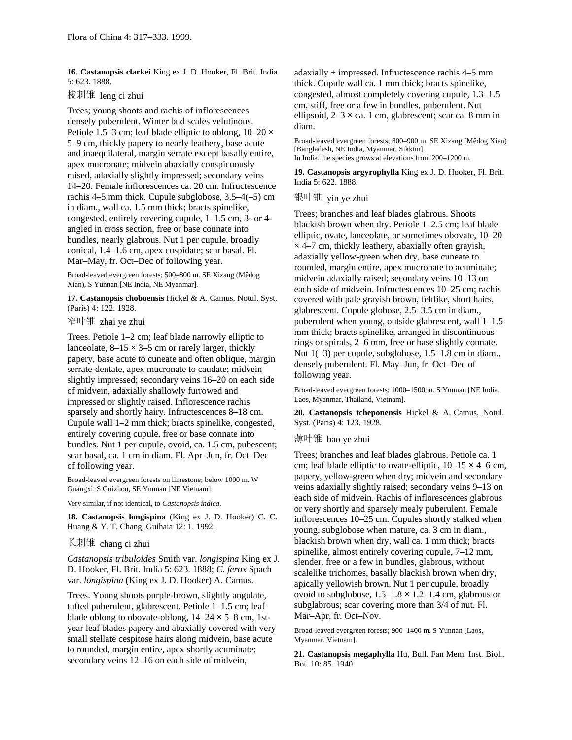**16. Castanopsis clarkei** King ex J. D. Hooker, Fl. Brit. India 5: 623. 1888.

棱刺锥 leng ci zhui

Trees; young shoots and rachis of inflorescences densely puberulent. Winter bud scales velutinous. Petiole 1.5–3 cm; leaf blade elliptic to oblong, 10–20 × 5–9 cm, thickly papery to nearly leathery, base acute and inaequilateral, margin serrate except basally entire, apex mucronate; midvein abaxially conspicuously raised, adaxially slightly impressed; secondary veins 14–20. Female inflorescences ca. 20 cm. Infructescence rachis 4–5 mm thick. Cupule subglobose, 3.5–4(–5) cm in diam., wall ca. 1.5 mm thick; bracts spinelike, congested, entirely covering cupule, 1–1.5 cm, 3- or 4-angled in cross section, free or base connate into bundles, nearly glabrous. Nut 1 per cupule, broadly conical, 1.4–1.6 cm, apex cuspidate; scar basal. Fl. Mar–May, fr. Oct–Dec of following year.

Broad-leaved evergreen forests; 500–800 m. SE Xizang (Mêdog Xian), S Yunnan [NE India, NE Myanmar].

**17. Castanopsis choboensis** Hickel & A. Camus, Notul. Syst. (Paris) 4: 122. 1928.

窄叶锥 zhai ye zhui

Trees. Petiole 1–2 cm; leaf blade narrowly elliptic to lanceolate, 8–15 × 3–5 cm or rarely larger, thickly papery, base acute to cuneate and often oblique, margin serrate-dentate, apex mucronate to caudate; midvein slightly impressed; secondary veins 16–20 on each side of midvein, adaxially shallowly furrowed and impressed or slightly raised. Inflorescence rachis sparsely and shortly hairy. Infructescences 8–18 cm. Cupule wall 1–2 mm thick; bracts spinelike, congested, entirely covering cupule, free or base connate into bundles. Nut 1 per cupule, ovoid, ca. 1.5 cm, pubescent; scar basal, ca. 1 cm in diam. Fl. Apr–Jun, fr. Oct–Dec of following year.

Broad-leaved evergreen forests on limestone; below 1000 m. W Guangxi, S Guizhou, SE Yunnan [NE Vietnam].

Very similar, if not identical, to *Castanopsis indica*.

**18. Castanopsis longispina** (King ex J. D. Hooker) C. C. Huang & Y. T. Chang, Guihaia 12: 1. 1992.

长刺锥 chang ci zhui

*Castanopsis tribuloides* Smith var. *longispina* King ex J. D. Hooker, Fl. Brit. India 5: 623. 1888; *C. ferox* Spach var. *longispina* (King ex J. D. Hooker) A. Camus.

Trees. Young shoots purple-brown, slightly angulate, tufted puberulent, glabrescent. Petiole 1–1.5 cm; leaf blade oblong to obovate-oblong, 14–24 × 5–8 cm, 1st-year leaf blades papery and abaxially covered with very small stellate cespitose hairs along midvein, base acute to rounded, margin entire, apex shortly acuminate; secondary veins 12–16 on each side of midvein, adaxially ± impressed. Infructescence rachis 4–5 mm thick. Cupule wall ca. 1 mm thick; bracts spinelike, congested, almost completely covering cupule, 1.3–1.5 cm, stiff, free or a few in bundles, puberulent. Nut ellipsoid, 2–3 × ca. 1 cm, glabrescent; scar ca. 8 mm in diam.

Broad-leaved evergreen forests; 800–900 m. SE Xizang (Mêdog Xian) [Bangladesh, NE India, Myanmar, Sikkim].

In India, the species grows at elevations from 200–1200 m.

**19. Castanopsis argyrophylla** King ex J. D. Hooker, Fl. Brit. India 5: 622. 1888.

银叶锥 yin ye zhui

Trees; branches and leaf blades glabrous. Shoots blackish brown when dry. Petiole 1–2.5 cm; leaf blade elliptic, ovate, lanceolate, or sometimes obovate, 10–20 × 4–7 cm, thickly leathery, abaxially often grayish, adaxially yellow-green when dry, base cuneate to rounded, margin entire, apex mucronate to acuminate; midvein adaxially raised; secondary veins 10–13 on each side of midvein. Infructescences 10–25 cm; rachis covered with pale grayish brown, feltlike, short hairs, glabrescent. Cupule globose, 2.5–3.5 cm in diam., puberulent when young, outside glabrescent, wall 1–1.5 mm thick; bracts spinelike, arranged in discontinuous rings or spirals, 2–6 mm, free or base slightly connate. Nut 1(–3) per cupule, subglobose, 1.5–1.8 cm in diam., densely puberulent. Fl. May–Jun, fr. Oct–Dec of following year.

Broad-leaved evergreen forests; 1000–1500 m. S Yunnan [NE India, Laos, Myanmar, Thailand, Vietnam].

**20. Castanopsis tcheponensis** Hickel & A. Camus, Notul. Syst. (Paris) 4: 123. 1928.

薄叶锥 bao ye zhui

Trees; branches and leaf blades glabrous. Petiole ca. 1 cm; leaf blade elliptic to ovate-elliptic, 10–15 × 4–6 cm, papery, yellow-green when dry; midvein and secondary veins adaxially slightly raised; secondary veins 9–13 on each side of midvein. Rachis of inflorescences glabrous or very shortly and sparsely mealy puberulent. Female inflorescences 10–25 cm. Cupules shortly stalked when young, subglobose when mature, ca. 3 cm in diam., blackish brown when dry, wall ca. 1 mm thick; bracts spinelike, almost entirely covering cupule, 7–12 mm, slender, free or a few in bundles, glabrous, without scalelike trichomes, basally blackish brown when dry, apically yellowish brown. Nut 1 per cupule, broadly ovoid to subglobose, 1.5–1.8 × 1.2–1.4 cm, glabrous or subglabrous; scar covering more than 3/4 of nut. Fl. Mar–Apr, fr. Oct–Nov.

Broad-leaved evergreen forests; 900–1400 m. S Yunnan [Laos, Myanmar, Vietnam].

**21. Castanopsis megaphylla** Hu, Bull. Fan Mem. Inst. Biol., Bot. 10: 85. 1940.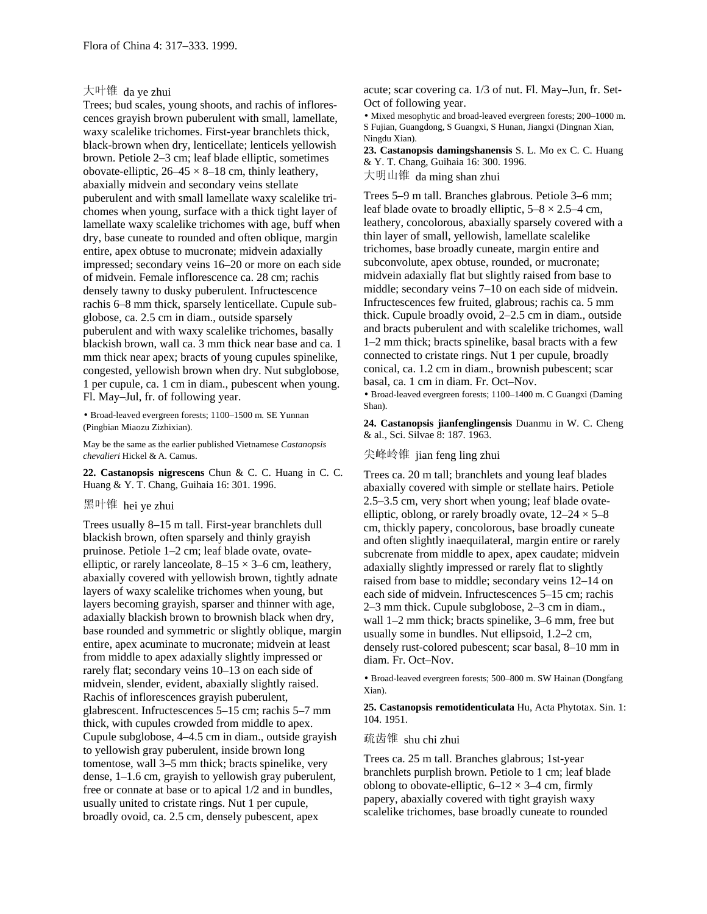大叶锥 da ye zhui

Trees; bud scales, young shoots, and rachis of inflorescences grayish brown puberulent with small, lamellate, waxy scalelike trichomes. First-year branchlets thick, black-brown when dry, lenticellate; lenticels yellowish brown. Petiole 2–3 cm; leaf blade elliptic, sometimes obovate-elliptic, 26–45 × 8–18 cm, thinly leathery, abaxially midvein and secondary veins stellate puberulent and with small lamellate waxy scalelike trichomes when young, surface with a thick tight layer of lamellate waxy scalelike trichomes with age, buff when dry, base cuneate to rounded and often oblique, margin entire, apex obtuse to mucronate; midvein adaxially impressed; secondary veins 16–20 or more on each side of midvein. Female inflorescence ca. 28 cm; rachis densely tawny to dusky puberulent. Infructescence rachis 6–8 mm thick, sparsely lenticellate. Cupule subglobose, ca. 2.5 cm in diam., outside sparsely puberulent and with waxy scalelike trichomes, basally blackish brown, wall ca. 3 mm thick near base and ca. 1 mm thick near apex; bracts of young cupules spinelike, congested, yellowish brown when dry. Nut subglobose, 1 per cupule, ca. 1 cm in diam., pubescent when young. Fl. May–Jul, fr. of following year.

• Broad-leaved evergreen forests; 1100–1500 m. SE Yunnan (Pingbian Miaozu Zizhixian).

May be the same as the earlier published Vietnamese *Castanopsis chevalieri* Hickel & A. Camus.

**22. Castanopsis nigrescens** Chun & C. C. Huang in C. C. Huang & Y. T. Chang, Guihaia 16: 301. 1996.

黑叶锥 hei ye zhui

Trees usually 8–15 m tall. First-year branchlets dull blackish brown, often sparsely and thinly grayish pruinose. Petiole 1–2 cm; leaf blade ovate, ovate-elliptic, or rarely lanceolate, 8–15 × 3–6 cm, leathery, abaxially covered with yellowish brown, tightly adnate layers of waxy scalelike trichomes when young, but layers becoming grayish, sparser and thinner with age, adaxially blackish brown to brownish black when dry, base rounded and symmetric or slightly oblique, margin entire, apex acuminate to mucronate; midvein at least from middle to apex adaxially slightly impressed or rarely flat; secondary veins 10–13 on each side of midvein, slender, evident, abaxially slightly raised. Rachis of inflorescences grayish puberulent, glabrescent. Infructescences 5–15 cm; rachis 5–7 mm thick, with cupules crowded from middle to apex. Cupule subglobose, 4–4.5 cm in diam., outside grayish to yellowish gray puberulent, inside brown long tomentose, wall 3–5 mm thick; bracts spinelike, very dense, 1–1.6 cm, grayish to yellowish gray puberulent, free or connate at base or to apical 1/2 and in bundles, usually united to cristate rings. Nut 1 per cupule, broadly ovoid, ca. 2.5 cm, densely pubescent, apex acute; scar covering ca. 1/3 of nut. Fl. May–Jun, fr. Sep–Oct of following year.

• Mixed mesophytic and broad-leaved evergreen forests; 200–1000 m. S Fujian, Guangdong, S Guangxi, S Hunan, Jiangxi (Dingnan Xian, Ningdu Xian).

**23. Castanopsis damingshanensis** S. L. Mo ex C. C. Huang & Y. T. Chang, Guihaia 16: 300. 1996.

大明山锥 da ming shan zhui

Trees 5–9 m tall. Branches glabrous. Petiole 3–6 mm; leaf blade ovate to broadly elliptic, 5–8 × 2.5–4 cm, leathery, concolorous, abaxially sparsely covered with a thin layer of small, yellowish, lamellate scalelike trichomes, base broadly cuneate, margin entire and subconvolute, apex obtuse, rounded, or mucronate; midvein adaxially flat but slightly raised from base to middle; secondary veins 7–10 on each side of midvein. Infructescences few fruited, glabrous; rachis ca. 5 mm thick. Cupule broadly ovoid, 2–2.5 cm in diam., outside and bracts puberulent and with scalelike trichomes, wall 1–2 mm thick; bracts spinelike, basal bracts with a few connected to cristate rings. Nut 1 per cupule, broadly conical, ca. 1.2 cm in diam., brownish pubescent; scar basal, ca. 1 cm in diam. Fr. Oct–Nov.

• Broad-leaved evergreen forests; 1100–1400 m. C Guangxi (Daming Shan).

**24. Castanopsis jianfenglingensis** Duanmu in W. C. Cheng & al., Sci. Silvae 8: 187. 1963.

尖峰岭锥 jian feng ling zhui

Trees ca. 20 m tall; branchlets and young leaf blades abaxially covered with simple or stellate hairs. Petiole 2.5–3.5 cm, very short when young; leaf blade ovate-elliptic, oblong, or rarely broadly ovate, 12–24 × 5–8 cm, thickly papery, concolorous, base broadly cuneate and often slightly inaequilateral, margin entire or rarely subcrenate from middle to apex, apex caudate; midvein adaxially slightly impressed or rarely flat to slightly raised from base to middle; secondary veins 12–14 on each side of midvein. Infructescences 5–15 cm; rachis 2–3 mm thick. Cupule subglobose, 2–3 cm in diam., wall 1–2 mm thick; bracts spinelike, 3–6 mm, free but usually some in bundles. Nut ellipsoid, 1.2–2 cm, densely rust-colored pubescent; scar basal, 8–10 mm in diam. Fr. Oct–Nov.

• Broad-leaved evergreen forests; 500–800 m. SW Hainan (Dongfang Xian).

**25. Castanopsis remotidenticulata** Hu, Acta Phytotax. Sin. 1: 104. 1951.

疏齿锥 shu chi zhui

Trees ca. 25 m tall. Branches glabrous; 1st-year branchlets purplish brown. Petiole to 1 cm; leaf blade oblong to obovate-elliptic, 6–12 × 3–4 cm, firmly papery, abaxially covered with tight grayish waxy scalelike trichomes, base broadly cuneate to rounded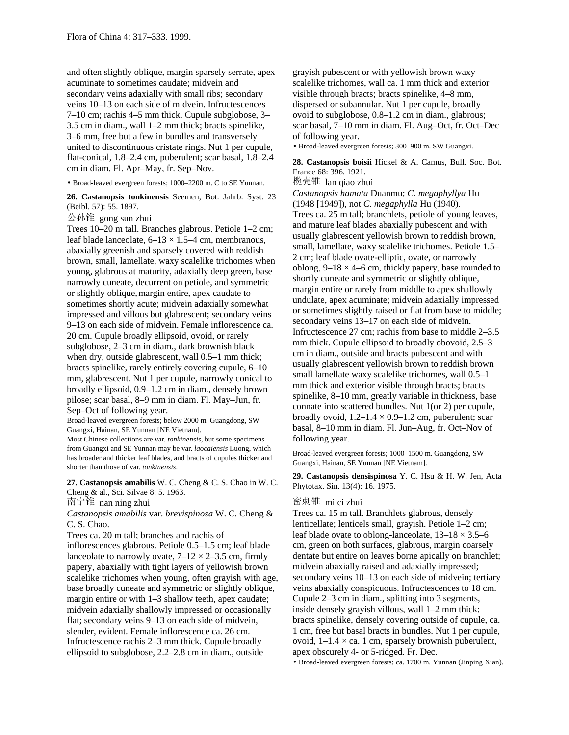and often slightly oblique, margin sparsely serrate, apex acuminate to sometimes caudate; midvein and secondary veins adaxially with small ribs; secondary veins 10–13 on each side of midvein. Infructescences 7–10 cm; rachis 4–5 mm thick. Cupule subglobose, 3–3.5 cm in diam., wall 1–2 mm thick; bracts spinelike, 3–6 mm, free but a few in bundles and transversely united to discontinuous cristate rings. Nut 1 per cupule, flat-conical, 1.8–2.4 cm, puberulent; scar basal, 1.8–2.4 cm in diam. Fl. Apr–May, fr. Sep–Nov.

• Broad-leaved evergreen forests; 1000–2200 m. C to SE Yunnan.

**26. Castanopsis tonkinensis** Seemen, Bot. Jahrb. Syst. 23 (Beibl. 57): 55. 1897.

公孙锥 gong sun zhui

Trees 10–20 m tall. Branches glabrous. Petiole 1–2 cm; leaf blade lanceolate, 6–13 × 1.5–4 cm, membranous, abaxially greenish and sparsely covered with reddish brown, small, lamellate, waxy scalelike trichomes when young, glabrous at maturity, adaxially deep green, base narrowly cuneate, decurrent on petiole, and symmetric or slightly oblique, margin entire, apex caudate to sometimes shortly acute; midvein adaxially somewhat impressed and villous but glabrescent; secondary veins 9–13 on each side of midvein. Female inflorescence ca. 20 cm. Cupule broadly ellipsoid, ovoid, or rarely subglobose, 2–3 cm in diam., dark brownish black when dry, outside glabrescent, wall 0.5–1 mm thick; bracts spinelike, rarely entirely covering cupule, 6–10 mm, glabrescent. Nut 1 per cupule, narrowly conical to broadly ellipsoid, 0.9–1.2 cm in diam., densely brown pilose; scar basal, 8–9 mm in diam. Fl. May–Jun, fr. Sep–Oct of following year.

Broad-leaved evergreen forests; below 2000 m. Guangdong, SW Guangxi, Hainan, SE Yunnan [NE Vietnam].

Most Chinese collections are var. *tonkinensis*, but some specimens from Guangxi and SE Yunnan may be var. *laocaiensis* Luong, which has broader and thicker leaf blades, and bracts of cupules thicker and shorter than those of var. *tonkinensis*.

**27. Castanopsis amabilis** W. C. Cheng & C. S. Chao in W. C. Cheng & al., Sci. Silvae 8: 5. 1963.

南宁锥 nan ning zhui

*Castanopsis amabilis* var. *brevispinosa* W. C. Cheng & C. S. Chao.

Trees ca. 20 m tall; branches and rachis of inflorescences glabrous. Petiole 0.5–1.5 cm; leaf blade lanceolate to narrowly ovate, 7–12 × 2–3.5 cm, firmly papery, abaxially with tight layers of yellowish brown scalelike trichomes when young, often grayish with age, base broadly cuneate and symmetric or slightly oblique, margin entire or with 1–3 shallow teeth, apex caudate; midvein adaxially shallowly impressed or occasionally flat; secondary veins 9–13 on each side of midvein, slender, evident. Female inflorescence ca. 26 cm. Infructescence rachis 2–3 mm thick. Cupule broadly ellipsoid to subglobose, 2.2–2.8 cm in diam., outside grayish pubescent or with yellowish brown waxy scalelike trichomes, wall ca. 1 mm thick and exterior visible through bracts; bracts spinelike, 4–8 mm, dispersed or subannular. Nut 1 per cupule, broadly ovoid to subglobose, 0.8–1.2 cm in diam., glabrous; scar basal, 7–10 mm in diam. Fl. Aug–Oct, fr. Oct–Dec of following year.

• Broad-leaved evergreen forests; 300–900 m. SW Guangxi.

**28. Castanopsis boisii** Hickel & A. Camus, Bull. Soc. Bot. France 68: 396. 1921.

榄壳锥 lan qiao zhui

*Castanopsis hamata* Duanmu; *C. megaphyllya* Hu (1948 [1949]), not *C. megaphylla* Hu (1940).

Trees ca. 25 m tall; branchlets, petiole of young leaves, and mature leaf blades abaxially pubescent and with usually glabrescent yellowish brown to reddish brown, small, lamellate, waxy scalelike trichomes. Petiole 1.5–2 cm; leaf blade ovate-elliptic, ovate, or narrowly oblong, 9–18 × 4–6 cm, thickly papery, base rounded to shortly cuneate and symmetric or slightly oblique, margin entire or rarely from middle to apex shallowly undulate, apex acuminate; midvein adaxially impressed or sometimes slightly raised or flat from base to middle; secondary veins 13–17 on each side of midvein. Infructescence 27 cm; rachis from base to middle 2–3.5 mm thick. Cupule ellipsoid to broadly obovoid, 2.5–3 cm in diam., outside and bracts pubescent and with usually glabrescent yellowish brown to reddish brown small lamellate waxy scalelike trichomes, wall 0.5–1 mm thick and exterior visible through bracts; bracts spinelike, 8–10 mm, greatly variable in thickness, base connate into scattered bundles. Nut 1(or 2) per cupule, broadly ovoid, 1.2–1.4 × 0.9–1.2 cm, puberulent; scar basal, 8–10 mm in diam. Fl. Jun–Aug, fr. Oct–Nov of following year.

Broad-leaved evergreen forests; 1000–1500 m. Guangdong, SW Guangxi, Hainan, SE Yunnan [NE Vietnam].

**29. Castanopsis densispinosa** Y. C. Hsu & H. W. Jen, Acta Phytotax. Sin. 13(4): 16. 1975.

密刺锥 mi ci zhui

Trees ca. 15 m tall. Branchlets glabrous, densely lenticellate; lenticels small, grayish. Petiole 1–2 cm; leaf blade ovate to oblong-lanceolate, 13–18 × 3.5–6 cm, green on both surfaces, glabrous, margin coarsely dentate but entire on leaves borne apically on branchlet; midvein abaxially raised and adaxially impressed; secondary veins 10–13 on each side of midvein; tertiary veins abaxially conspicuous. Infructescences to 18 cm. Cupule 2–3 cm in diam., splitting into 3 segments, inside densely grayish villous, wall 1–2 mm thick; bracts spinelike, densely covering outside of cupule, ca. 1 cm, free but basal bracts in bundles. Nut 1 per cupule, ovoid, 1–1.4 × ca. 1 cm, sparsely brownish puberulent, apex obscurely 4- or 5-ridged. Fr. Dec.

• Broad-leaved evergreen forests; ca. 1700 m. Yunnan (Jinping Xian).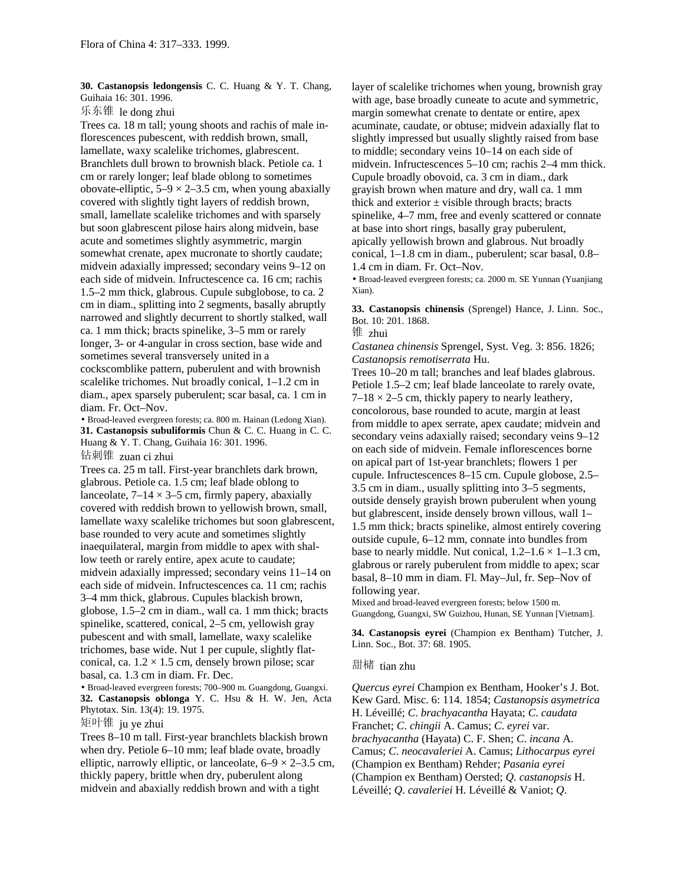**30. Castanopsis ledongensis** C. C. Huang & Y. T. Chang, Guihaia 16: 301. 1996.

乐东锥 le dong zhui

Trees ca. 18 m tall; young shoots and rachis of male inflorescences pubescent, with reddish brown, small, lamellate, waxy scalelike trichomes, glabrescent. Branchlets dull brown to brownish black. Petiole ca. 1 cm or rarely longer; leaf blade oblong to sometimes obovate-elliptic, 5–9 × 2–3.5 cm, when young abaxially covered with slightly tight layers of reddish brown, small, lamellate scalelike trichomes and with sparsely but soon glabrescent pilose hairs along midvein, base acute and sometimes slightly asymmetric, margin somewhat crenate, apex mucronate to shortly caudate; midvein adaxially impressed; secondary veins 9–12 on each side of midvein. Infructescence ca. 16 cm; rachis 1.5–2 mm thick, glabrous. Cupule subglobose, to ca. 2 cm in diam., splitting into 2 segments, basally abruptly narrowed and slightly decurrent to shortly stalked, wall ca. 1 mm thick; bracts spinelike, 3–5 mm or rarely longer, 3- or 4-angular in cross section, base wide and sometimes several transversely united in a cockscomblike pattern, puberulent and with brownish scalelike trichomes. Nut broadly conical, 1–1.2 cm in diam., apex sparsely puberulent; scar basal, ca. 1 cm in diam. Fr. Oct–Nov.

• Broad-leaved evergreen forests; ca. 800 m. Hainan (Ledong Xian).

**31. Castanopsis subuliformis** Chun & C. C. Huang in C. C. Huang & Y. T. Chang, Guihaia 16: 301. 1996.

钻刺锥 zuan ci zhui

Trees ca. 25 m tall. First-year branchlets dark brown, glabrous. Petiole ca. 1.5 cm; leaf blade oblong to lanceolate, 7–14 × 3–5 cm, firmly papery, abaxially covered with reddish brown to yellowish brown, small, lamellate waxy scalelike trichomes but soon glabrescent, base rounded to very acute and sometimes slightly inaequilateral, margin from middle to apex with shallow teeth or rarely entire, apex acute to caudate; midvein adaxially impressed; secondary veins 11–14 on each side of midvein. Infructescences ca. 11 cm; rachis 3–4 mm thick, glabrous. Cupules blackish brown, globose, 1.5–2 cm in diam., wall ca. 1 mm thick; bracts spinelike, scattered, conical, 2–5 cm, yellowish gray pubescent and with small, lamellate, waxy scalelike trichomes, base wide. Nut 1 per cupule, slightly flat-conical, ca. 1.2 × 1.5 cm, densely brown pilose; scar basal, ca. 1.3 cm in diam. Fr. Dec.

• Broad-leaved evergreen forests; 700–900 m. Guangdong, Guangxi.

**32. Castanopsis oblonga** Y. C. Hsu & H. W. Jen, Acta Phytotax. Sin. 13(4): 19. 1975.

矩叶锥 ju ye zhui

Trees 8–10 m tall. First-year branchlets blackish brown when dry. Petiole 6–10 mm; leaf blade ovate, broadly elliptic, narrowly elliptic, or lanceolate, 6–9 × 2–3.5 cm, thickly papery, brittle when dry, puberulent along midvein and abaxially reddish brown and with a tight layer of scalelike trichomes when young, brownish gray with age, base broadly cuneate to acute and symmetric, margin somewhat crenate to dentate or entire, apex acuminate, caudate, or obtuse; midvein adaxially flat to slightly impressed but usually slightly raised from base to middle; secondary veins 10–14 on each side of midvein. Infructescences 5–10 cm; rachis 2–4 mm thick. Cupule broadly obovoid, ca. 3 cm in diam., dark grayish brown when mature and dry, wall ca. 1 mm thick and exterior ± visible through bracts; bracts spinelike, 4–7 mm, free and evenly scattered or connate at base into short rings, basally gray puberulent, apically yellowish brown and glabrous. Nut broadly conical, 1–1.8 cm in diam., puberulent; scar basal, 0.8–1.4 cm in diam. Fr. Oct–Nov.

• Broad-leaved evergreen forests; ca. 2000 m. SE Yunnan (Yuanjiang Xian).

**33. Castanopsis chinensis** (Sprengel) Hance, J. Linn. Soc., Bot. 10: 201. 1868.

锥 zhui

*Castanea chinensis* Sprengel, Syst. Veg. 3: 856. 1826; *Castanopsis remotiserrata* Hu.

Trees 10–20 m tall; branches and leaf blades glabrous. Petiole 1.5–2 cm; leaf blade lanceolate to rarely ovate, 7–18 × 2–5 cm, thickly papery to nearly leathery, concolorous, base rounded to acute, margin at least from middle to apex serrate, apex caudate; midvein and secondary veins adaxially raised; secondary veins 9–12 on each side of midvein. Female inflorescences borne on apical part of 1st-year branchlets; flowers 1 per cupule. Infructescences 8–15 cm. Cupule globose, 2.5–3.5 cm in diam., usually splitting into 3–5 segments, outside densely grayish brown puberulent when young but glabrescent, inside densely brown villous, wall 1–1.5 mm thick; bracts spinelike, almost entirely covering outside cupule, 6–12 mm, connate into bundles from base to nearly middle. Nut conical, 1.2–1.6 × 1–1.3 cm, glabrous or rarely puberulent from middle to apex; scar basal, 8–10 mm in diam. Fl. May–Jul, fr. Sep–Nov of following year.

Mixed and broad-leaved evergreen forests; below 1500 m. Guangdong, Guangxi, SW Guizhou, Hunan, SE Yunnan [Vietnam].

**34. Castanopsis eyrei** (Champion ex Bentham) Tutcher, J. Linn. Soc., Bot. 37: 68. 1905.

甜槠 tian zhu

*Quercus eyrei* Champion ex Bentham, Hooker's J. Bot. Kew Gard. Misc. 6: 114. 1854; *Castanopsis asymetrica* H. Léveillé; *C. brachyacantha* Hayata; *C. caudata* Franchet; *C. chingii* A. Camus; *C. eyrei* var. *brachyacantha* (Hayata) C. F. Shen; *C. incana* A. Camus; *C. neocavaleriei* A. Camus; *Lithocarpus eyrei* (Champion ex Bentham) Rehder; *Pasania eyrei* (Champion ex Bentham) Oersted; *Q. castanopsis* H. Léveillé; *Q. cavaleriei* H. Léveillé & Vaniot; *Q.*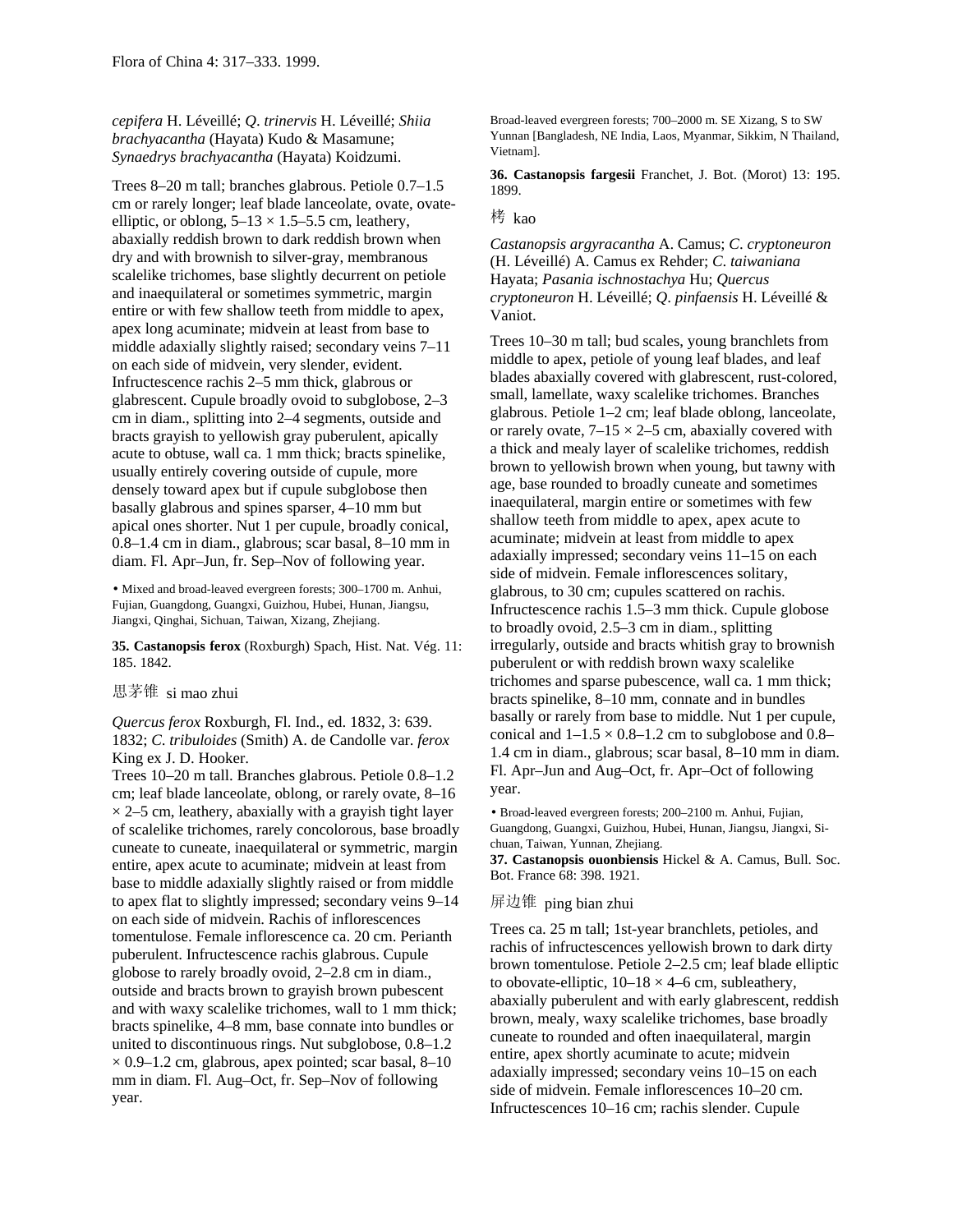*cepifera* H. Léveillé; *Q. trinervis* H. Léveillé; *Shiia brachyacantha* (Hayata) Kudo & Masamune; *Synaedrys brachyacantha* (Hayata) Koidzumi.

Trees 8–20 m tall; branches glabrous. Petiole 0.7–1.5 cm or rarely longer; leaf blade lanceolate, ovate, ovate-elliptic, or oblong, 5–13 × 1.5–5.5 cm, leathery, abaxially reddish brown to dark reddish brown when dry and with brownish to silver-gray, membranous scalelike trichomes, base slightly decurrent on petiole and inaequilateral or sometimes symmetric, margin entire or with few shallow teeth from middle to apex, apex long acuminate; midvein at least from base to middle adaxially slightly raised; secondary veins 7–11 on each side of midvein, very slender, evident. Infructescence rachis 2–5 mm thick, glabrous or glabrescent. Cupule broadly ovoid to subglobose, 2–3 cm in diam., splitting into 2–4 segments, outside and bracts grayish to yellowish gray puberulent, apically acute to obtuse, wall ca. 1 mm thick; bracts spinelike, usually entirely covering outside of cupule, more densely toward apex but if cupule subglobose then basally glabrous and spines sparser, 4–10 mm but apical ones shorter. Nut 1 per cupule, broadly conical, 0.8–1.4 cm in diam., glabrous; scar basal, 8–10 mm in diam. Fl. Apr–Jun, fr. Sep–Nov of following year.

• Mixed and broad-leaved evergreen forests; 300–1700 m. Anhui, Fujian, Guangdong, Guangxi, Guizhou, Hubei, Hunan, Jiangsu, Jiangxi, Qinghai, Sichuan, Taiwan, Xizang, Zhejiang.

**35. Castanopsis ferox** (Roxburgh) Spach, Hist. Nat. Vég. 11: 185. 1842.

思茅锥 si mao zhui

*Quercus ferox* Roxburgh, Fl. Ind., ed. 1832, 3: 639. 1832; *C. tribuloides* (Smith) A. de Candolle var. *ferox* King ex J. D. Hooker.

Trees 10–20 m tall. Branches glabrous. Petiole 0.8–1.2 cm; leaf blade lanceolate, oblong, or rarely ovate, 8–16 × 2–5 cm, leathery, abaxially with a grayish tight layer of scalelike trichomes, rarely concolorous, base broadly cuneate to cuneate, inaequilateral or symmetric, margin entire, apex acute to acuminate; midvein at least from base to middle adaxially slightly raised or from middle to apex flat to slightly impressed; secondary veins 9–14 on each side of midvein. Rachis of inflorescences tomentulose. Female inflorescence ca. 20 cm. Perianth puberulent. Infructescence rachis glabrous. Cupule globose to rarely broadly ovoid, 2–2.8 cm in diam., outside and bracts brown to grayish brown pubescent and with waxy scalelike trichomes, wall to 1 mm thick; bracts spinelike, 4–8 mm, base connate into bundles or united to discontinuous rings. Nut subglobose, 0.8–1.2 × 0.9–1.2 cm, glabrous, apex pointed; scar basal, 8–10 mm in diam. Fl. Aug–Oct, fr. Sep–Nov of following year.

Broad-leaved evergreen forests; 700–2000 m. SE Xizang, S to SW Yunnan [Bangladesh, NE India, Laos, Myanmar, Sikkim, N Thailand, Vietnam].

**36. Castanopsis fargesii** Franchet, J. Bot. (Morot) 13: 195. 1899.

栲 kao

*Castanopsis argyracantha* A. Camus; *C. cryptoneuron* (H. Léveillé) A. Camus ex Rehder; *C. taiwaniana* Hayata; *Pasania ischnostachya* Hu; *Quercus cryptoneuron* H. Léveillé; *Q. pinfaensis* H. Léveillé & Vaniot.

Trees 10–30 m tall; bud scales, young branchlets from middle to apex, petiole of young leaf blades, and leaf blades abaxially covered with glabrescent, rust-colored, small, lamellate, waxy scalelike trichomes. Branches glabrous. Petiole 1–2 cm; leaf blade oblong, lanceolate, or rarely ovate, 7–15 × 2–5 cm, abaxially covered with a thick and mealy layer of scalelike trichomes, reddish brown to yellowish brown when young, but tawny with age, base rounded to broadly cuneate and sometimes inaequilateral, margin entire or sometimes with few shallow teeth from middle to apex, apex acute to acuminate; midvein at least from middle to apex adaxially impressed; secondary veins 11–15 on each side of midvein. Female inflorescences solitary, glabrous, to 30 cm; cupules scattered on rachis. Infructescence rachis 1.5–3 mm thick. Cupule globose to broadly ovoid, 2.5–3 cm in diam., splitting irregularly, outside and bracts whitish gray to brownish puberulent or with reddish brown waxy scalelike trichomes and sparse pubescence, wall ca. 1 mm thick; bracts spinelike, 8–10 mm, connate and in bundles basally or rarely from base to middle. Nut 1 per cupule, conical and 1–1.5 × 0.8–1.2 cm to subglobose and 0.8–1.4 cm in diam., glabrous; scar basal, 8–10 mm in diam. Fl. Apr–Jun and Aug–Oct, fr. Apr–Oct of following year.

• Broad-leaved evergreen forests; 200–2100 m. Anhui, Fujian, Guangdong, Guangxi, Guizhou, Hubei, Hunan, Jiangsu, Jiangxi, Sichuan, Taiwan, Yunnan, Zhejiang.

**37. Castanopsis ouonbiensis** Hickel & A. Camus, Bull. Soc. Bot. France 68: 398. 1921.

屏边锥 ping bian zhui

Trees ca. 25 m tall; 1st-year branchlets, petioles, and rachis of infructescences yellowish brown to dark dirty brown tomentulose. Petiole 2–2.5 cm; leaf blade elliptic to obovate-elliptic, 10–18 × 4–6 cm, subleathery, abaxially puberulent and with early glabrescent, reddish brown, mealy, waxy scalelike trichomes, base broadly cuneate to rounded and often inaequilateral, margin entire, apex shortly acuminate to acute; midvein adaxially impressed; secondary veins 10–15 on each side of midvein. Female inflorescences 10–20 cm. Infructescences 10–16 cm; rachis slender. Cupule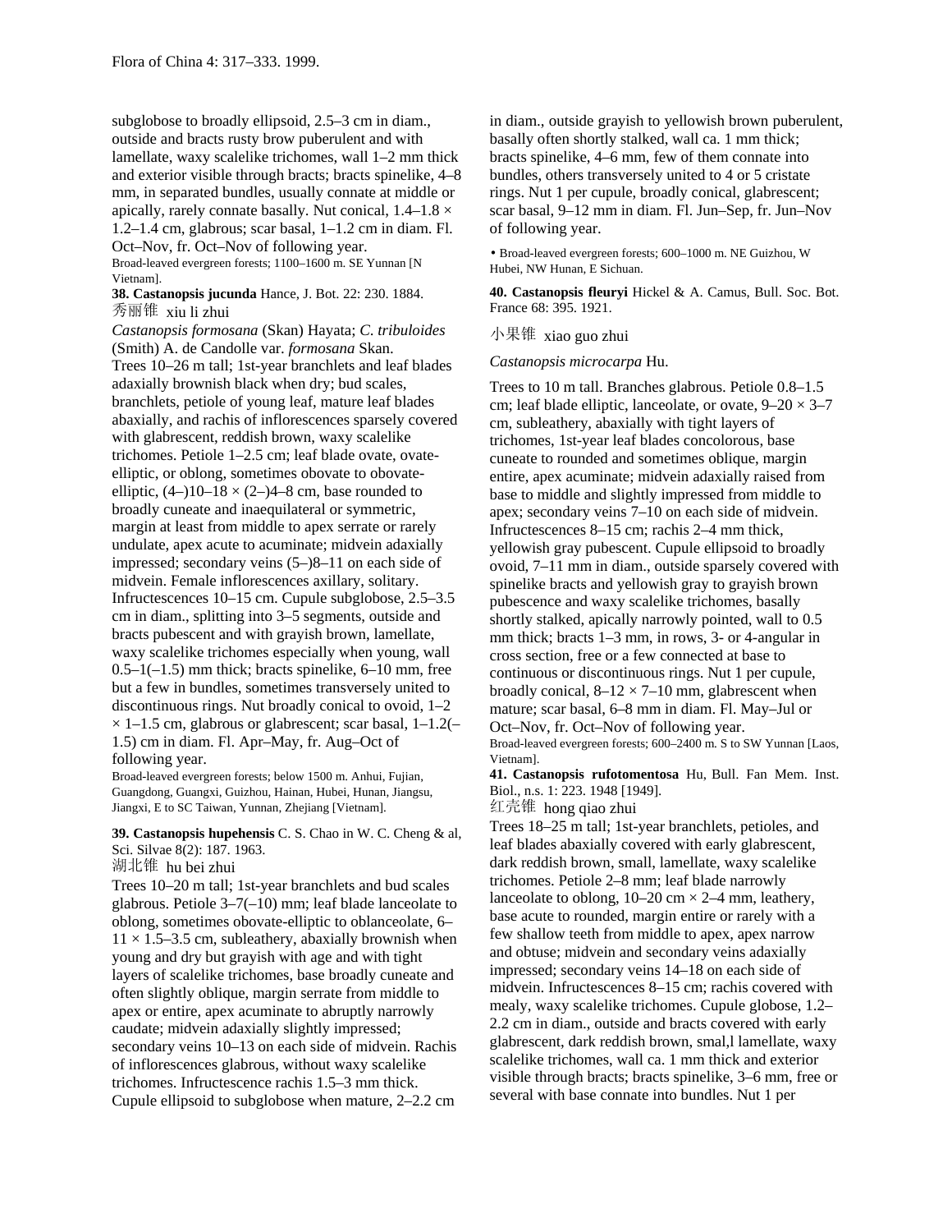subglobose to broadly ellipsoid, 2.5–3 cm in diam., outside and bracts rusty brow puberulent and with lamellate, waxy scalelike trichomes, wall 1–2 mm thick and exterior visible through bracts; bracts spinelike, 4–8 mm, in separated bundles, usually connate at middle or apically, rarely connate basally. Nut conical, 1.4–1.8 × 1.2–1.4 cm, glabrous; scar basal, 1–1.2 cm in diam. Fl. Oct–Nov, fr. Oct–Nov of following year.

Broad-leaved evergreen forests; 1100–1600 m. SE Yunnan [N Vietnam].

**38. Castanopsis jucunda** Hance, J. Bot. 22: 230. 1884.

秀丽锥 xiu li zhui

*Castanopsis formosana* (Skan) Hayata; *C. tribuloides* (Smith) A. de Candolle var. *formosana* Skan.

Trees 10–26 m tall; 1st-year branchlets and leaf blades adaxially brownish black when dry; bud scales, branchlets, petiole of young leaf, mature leaf blades abaxially, and rachis of inflorescences sparsely covered with glabrescent, reddish brown, waxy scalelike trichomes. Petiole 1–2.5 cm; leaf blade ovate, ovate-elliptic, or oblong, sometimes obovate to obovate-elliptic, (4–)10–18 × (2–)4–8 cm, base rounded to broadly cuneate and inaequilateral or symmetric, margin at least from middle to apex serrate or rarely undulate, apex acute to acuminate; midvein adaxially impressed; secondary veins (5–)8–11 on each side of midvein. Female inflorescences axillary, solitary. Infructescences 10–15 cm. Cupule subglobose, 2.5–3.5 cm in diam., splitting into 3–5 segments, outside and bracts pubescent and with grayish brown, lamellate, waxy scalelike trichomes especially when young, wall 0.5–1(–1.5) mm thick; bracts spinelike, 6–10 mm, free but a few in bundles, sometimes transversely united to discontinuous rings. Nut broadly conical to ovoid, 1–2 × 1–1.5 cm, glabrous or glabrescent; scar basal, 1–1.2(–1.5) cm in diam. Fl. Apr–May, fr. Aug–Oct of following year.

Broad-leaved evergreen forests; below 1500 m. Anhui, Fujian, Guangdong, Guangxi, Guizhou, Hainan, Hubei, Hunan, Jiangsu, Jiangxi, E to SC Taiwan, Yunnan, Zhejiang [Vietnam].

**39. Castanopsis hupehensis** C. S. Chao in W. C. Cheng & al, Sci. Silvae 8(2): 187. 1963.

湖北锥 hu bei zhui

Trees 10–20 m tall; 1st-year branchlets and bud scales glabrous. Petiole 3–7(–10) mm; leaf blade lanceolate to oblong, sometimes obovate-elliptic to oblanceolate, 6–11 × 1.5–3.5 cm, subleathery, abaxially brownish when young and dry but grayish with age and with tight layers of scalelike trichomes, base broadly cuneate and often slightly oblique, margin serrate from middle to apex or entire, apex acuminate to abruptly narrowly caudate; midvein adaxially slightly impressed; secondary veins 10–13 on each side of midvein. Rachis of inflorescences glabrous, without waxy scalelike trichomes. Infructescence rachis 1.5–3 mm thick. Cupule ellipsoid to subglobose when mature, 2–2.2 cm in diam., outside grayish to yellowish brown puberulent, basally often shortly stalked, wall ca. 1 mm thick; bracts spinelike, 4–6 mm, few of them connate into bundles, others transversely united to 4 or 5 cristate rings. Nut 1 per cupule, broadly conical, glabrescent; scar basal, 9–12 mm in diam. Fl. Jun–Sep, fr. Jun–Nov of following year.

• Broad-leaved evergreen forests; 600–1000 m. NE Guizhou, W Hubei, NW Hunan, E Sichuan.

**40. Castanopsis fleuryi** Hickel & A. Camus, Bull. Soc. Bot. France 68: 395. 1921.

小果锥 xiao guo zhui

*Castanopsis microcarpa* Hu.

Trees to 10 m tall. Branches glabrous. Petiole 0.8–1.5 cm; leaf blade elliptic, lanceolate, or ovate, 9–20 × 3–7 cm, subleathery, abaxially with tight layers of trichomes, 1st-year leaf blades concolorous, base cuneate to rounded and sometimes oblique, margin entire, apex acuminate; midvein adaxially raised from base to middle and slightly impressed from middle to apex; secondary veins 7–10 on each side of midvein. Infructescences 8–15 cm; rachis 2–4 mm thick, yellowish gray pubescent. Cupule ellipsoid to broadly ovoid, 7–11 mm in diam., outside sparsely covered with spinelike bracts and yellowish gray to grayish brown pubescence and waxy scalelike trichomes, basally shortly stalked, apically narrowly pointed, wall to 0.5 mm thick; bracts 1–3 mm, in rows, 3- or 4-angular in cross section, free or a few connected at base to continuous or discontinuous rings. Nut 1 per cupule, broadly conical, 8–12 × 7–10 mm, glabrescent when mature; scar basal, 6–8 mm in diam. Fl. May–Jul or Oct–Nov, fr. Oct–Nov of following year.

Broad-leaved evergreen forests; 600–2400 m. S to SW Yunnan [Laos, Vietnam].

**41. Castanopsis rufotomentosa** Hu, Bull. Fan Mem. Inst. Biol., n.s. 1: 223. 1948 [1949].

红壳锥 hong qiao zhui

Trees 18–25 m tall; 1st-year branchlets, petioles, and leaf blades abaxially covered with early glabrescent, dark reddish brown, small, lamellate, waxy scalelike trichomes. Petiole 2–8 mm; leaf blade narrowly lanceolate to oblong, 10–20 cm × 2–4 mm, leathery, base acute to rounded, margin entire or rarely with a few shallow teeth from middle to apex, apex narrow and obtuse; midvein and secondary veins adaxially impressed; secondary veins 14–18 on each side of midvein. Infructescences 8–15 cm; rachis covered with mealy, waxy scalelike trichomes. Cupule globose, 1.2–2.2 cm in diam., outside and bracts covered with early glabrescent, dark reddish brown, smal,l lamellate, waxy scalelike trichomes, wall ca. 1 mm thick and exterior visible through bracts; bracts spinelike, 3–6 mm, free or several with base connate into bundles. Nut 1 per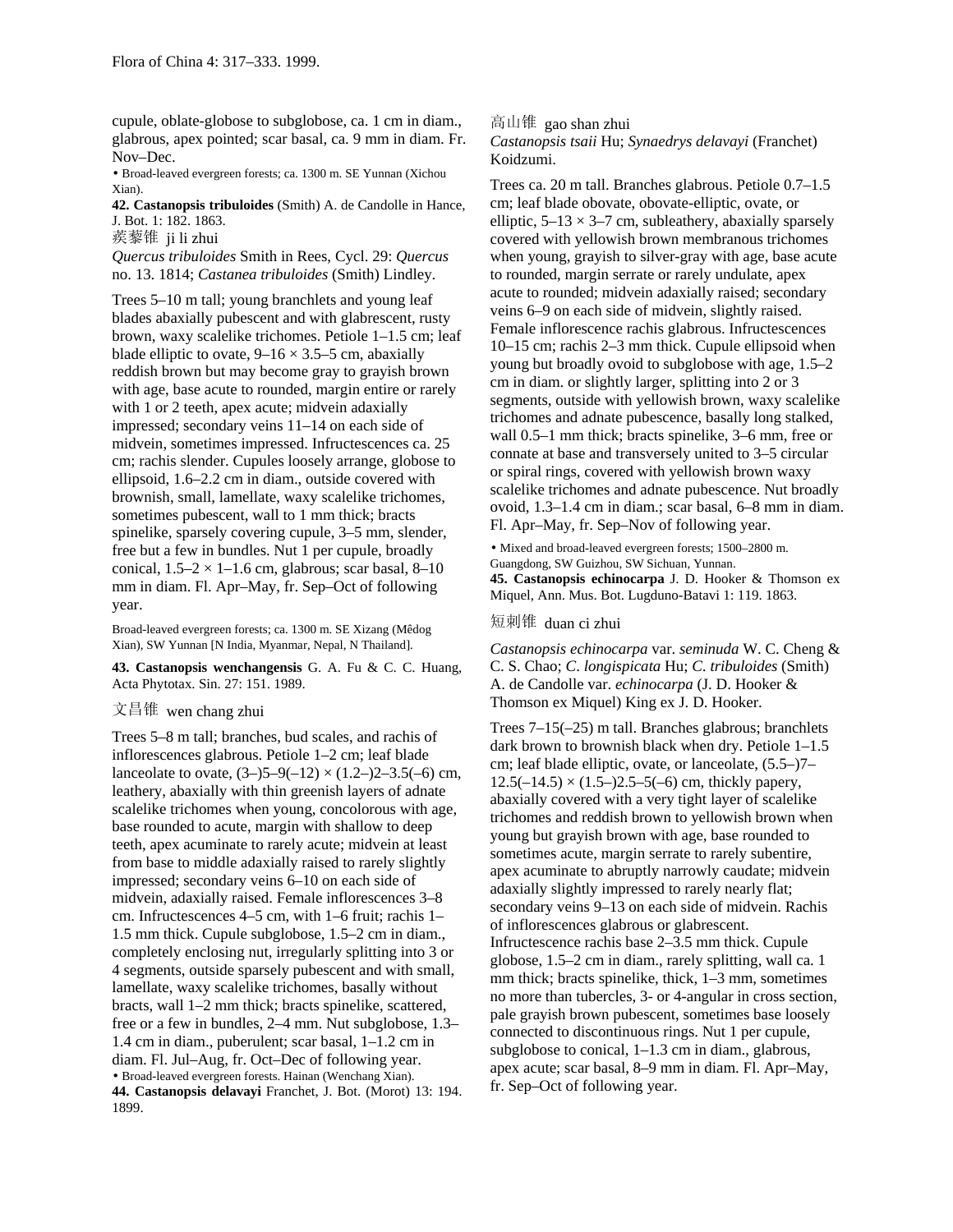cupule, oblate-globose to subglobose, ca. 1 cm in diam., glabrous, apex pointed; scar basal, ca. 9 mm in diam. Fr. Nov–Dec.

• Broad-leaved evergreen forests; ca. 1300 m. SE Yunnan (Xichou Xian).

**42. Castanopsis tribuloides** (Smith) A. de Candolle in Hance, J. Bot. 1: 182. 1863.

蒺藜锥 ji li zhui

*Quercus tribuloides* Smith in Rees, Cycl. 29: *Quercus* no. 13. 1814; *Castanea tribuloides* (Smith) Lindley.

Trees 5–10 m tall; young branchlets and young leaf blades abaxially pubescent and with glabrescent, rusty brown, waxy scalelike trichomes. Petiole 1–1.5 cm; leaf blade elliptic to ovate, 9–16 × 3.5–5 cm, abaxially reddish brown but may become gray to grayish brown with age, base acute to rounded, margin entire or rarely with 1 or 2 teeth, apex acute; midvein adaxially impressed; secondary veins 11–14 on each side of midvein, sometimes impressed. Infructescences ca. 25 cm; rachis slender. Cupules loosely arrange, globose to ellipsoid, 1.6–2.2 cm in diam., outside covered with brownish, small, lamellate, waxy scalelike trichomes, sometimes pubescent, wall to 1 mm thick; bracts spinelike, sparsely covering cupule, 3–5 mm, slender, free but a few in bundles. Nut 1 per cupule, broadly conical, 1.5–2 × 1–1.6 cm, glabrous; scar basal, 8–10 mm in diam. Fl. Apr–May, fr. Sep–Oct of following year.

Broad-leaved evergreen forests; ca. 1300 m. SE Xizang (Mêdog Xian), SW Yunnan [N India, Myanmar, Nepal, N Thailand].

**43. Castanopsis wenchangensis** G. A. Fu & C. C. Huang, Acta Phytotax. Sin. 27: 151. 1989.

文昌锥 wen chang zhui

Trees 5–8 m tall; branches, bud scales, and rachis of inflorescences glabrous. Petiole 1–2 cm; leaf blade lanceolate to ovate, (3–)5–9(–12) × (1.2–)2–3.5(–6) cm, leathery, abaxially with thin greenish layers of adnate scalelike trichomes when young, concolorous with age, base rounded to acute, margin with shallow to deep teeth, apex acuminate to rarely acute; midvein at least from base to middle adaxially raised to rarely slightly impressed; secondary veins 6–10 on each side of midvein, adaxially raised. Female inflorescences 3–8 cm. Infructescences 4–5 cm, with 1–6 fruit; rachis 1–1.5 mm thick. Cupule subglobose, 1.5–2 cm in diam., completely enclosing nut, irregularly splitting into 3 or 4 segments, outside sparsely pubescent and with small, lamellate, waxy scalelike trichomes, basally without bracts, wall 1–2 mm thick; bracts spinelike, scattered, free or a few in bundles, 2–4 mm. Nut subglobose, 1.3–1.4 cm in diam., puberulent; scar basal, 1–1.2 cm in diam. Fl. Jul–Aug, fr. Oct–Dec of following year.

• Broad-leaved evergreen forests. Hainan (Wenchang Xian).

**44. Castanopsis delavayi** Franchet, J. Bot. (Morot) 13: 194. 1899.

高山锥 gao shan zhui

*Castanopsis tsaii* Hu; *Synaedrys delavayi* (Franchet) Koidzumi.

Trees ca. 20 m tall. Branches glabrous. Petiole 0.7–1.5 cm; leaf blade obovate, obovate-elliptic, ovate, or elliptic, 5–13 × 3–7 cm, subleathery, abaxially sparsely covered with yellowish brown membranous trichomes when young, grayish to silver-gray with age, base acute to rounded, margin serrate or rarely undulate, apex acute to rounded; midvein adaxially raised; secondary veins 6–9 on each side of midvein, slightly raised. Female inflorescence rachis glabrous. Infructescences 10–15 cm; rachis 2–3 mm thick. Cupule ellipsoid when young but broadly ovoid to subglobose with age, 1.5–2 cm in diam. or slightly larger, splitting into 2 or 3 segments, outside with yellowish brown, waxy scalelike trichomes and adnate pubescence, basally long stalked, wall 0.5–1 mm thick; bracts spinelike, 3–6 mm, free or connate at base and transversely united to 3–5 circular or spiral rings, covered with yellowish brown waxy scalelike trichomes and adnate pubescence. Nut broadly ovoid, 1.3–1.4 cm in diam.; scar basal, 6–8 mm in diam. Fl. Apr–May, fr. Sep–Nov of following year.

• Mixed and broad-leaved evergreen forests; 1500–2800 m. Guangdong, SW Guizhou, SW Sichuan, Yunnan.

**45. Castanopsis echinocarpa** J. D. Hooker & Thomson ex Miquel, Ann. Mus. Bot. Lugduno-Batavi 1: 119. 1863.

短刺锥 duan ci zhui

*Castanopsis echinocarpa* var. *seminuda* W. C. Cheng & C. S. Chao; *C. longispicata* Hu; *C. tribuloides* (Smith) A. de Candolle var. *echinocarpa* (J. D. Hooker & Thomson ex Miquel) King ex J. D. Hooker.

Trees 7–15(–25) m tall. Branches glabrous; branchlets dark brown to brownish black when dry. Petiole 1–1.5 cm; leaf blade elliptic, ovate, or lanceolate, (5.5–)7–12.5(–14.5) × (1.5–)2.5–5(–6) cm, thickly papery, abaxially covered with a very tight layer of scalelike trichomes and reddish brown to yellowish brown when young but grayish brown with age, base rounded to sometimes acute, margin serrate or rarely subentire, apex acuminate to abruptly narrowly caudate; midvein adaxially slightly impressed to rarely nearly flat; secondary veins 9–13 on each side of midvein. Rachis of inflorescences glabrous or glabrescent. Infructescence rachis base 2–3.5 mm thick. Cupule globose, 1.5–2 cm in diam., rarely splitting, wall ca. 1 mm thick; bracts spinelike, thick, 1–3 mm, sometimes no more than tubercles, 3- or 4-angular in cross section, pale grayish brown pubescent, sometimes base loosely connected to discontinuous rings. Nut 1 per cupule, subglobose to conical, 1–1.3 cm in diam., glabrous, apex acute; scar basal, 8–9 mm in diam. Fl. Apr–May, fr. Sep–Oct of following year.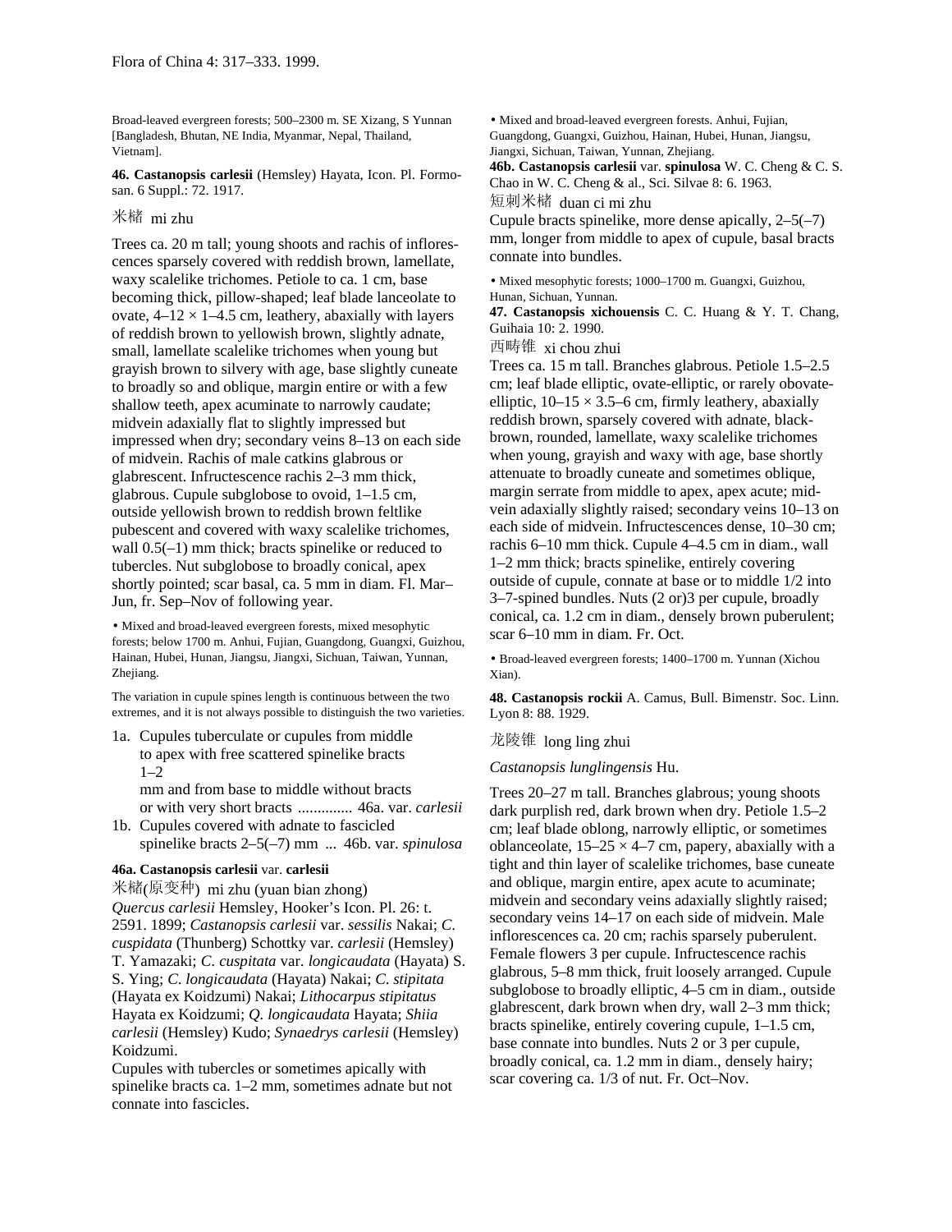Broad-leaved evergreen forests; 500–2300 m. SE Xizang, S Yunnan [Bangladesh, Bhutan, NE India, Myanmar, Nepal, Thailand, Vietnam].

**46. Castanopsis carlesii** (Hemsley) Hayata, Icon. Pl. Formosan. 6 Suppl.: 72. 1917.

米槠 mi zhu

Trees ca. 20 m tall; young shoots and rachis of inflorescences sparsely covered with reddish brown, lamellate, waxy scalelike trichomes. Petiole to ca. 1 cm, base becoming thick, pillow-shaped; leaf blade lanceolate to ovate, 4–12 × 1–4.5 cm, leathery, abaxially with layers of reddish brown to yellowish brown, slightly adnate, small, lamellate scalelike trichomes when young but grayish brown to silvery with age, base slightly cuneate to broadly so and oblique, margin entire or with a few shallow teeth, apex acuminate to narrowly caudate; midvein adaxially flat to slightly impressed but impressed when dry; secondary veins 8–13 on each side of midvein. Rachis of male catkins glabrous or glabrescent. Infructescence rachis 2–3 mm thick, glabrous. Cupule subglobose to ovoid, 1–1.5 cm, outside yellowish brown to reddish brown feltlike pubescent and covered with waxy scalelike trichomes, wall 0.5(–1) mm thick; bracts spinelike or reduced to tubercles. Nut subglobose to broadly conical, apex shortly pointed; scar basal, ca. 5 mm in diam. Fl. Mar–Jun, fr. Sep–Nov of following year.

• Mixed and broad-leaved evergreen forests, mixed mesophytic forests; below 1700 m. Anhui, Fujian, Guangdong, Guangxi, Guizhou, Hainan, Hubei, Hunan, Jiangsu, Jiangxi, Sichuan, Taiwan, Yunnan, Zhejiang.

The variation in cupule spines length is continuous between the two extremes, and it is not always possible to distinguish the two varieties.

1a. Cupules tuberculate or cupules from middle to apex with free scattered spinelike bracts 1–2 mm and from base to middle without bracts or with very short bracts .............. 46a. var. *carlesii*
1b. Cupules covered with adnate to fascicled spinelike bracts 2–5(–7) mm ... 46b. var. *spinulosa*

**46a. Castanopsis carlesii** var. **carlesii**

米槠(原变种) mi zhu (yuan bian zhong)

*Quercus carlesii* Hemsley, Hooker's Icon. Pl. 26: t. 2591. 1899; *Castanopsis carlesii* var. *sessilis* Nakai; *C. cuspidata* (Thunberg) Schottky var. *carlesii* (Hemsley) T. Yamazaki; *C. cuspitata* var. *longicaudata* (Hayata) S. S. Ying; *C. longicaudata* (Hayata) Nakai; *C. stipitata* (Hayata ex Koidzumi) Nakai; *Lithocarpus stipitatus* Hayata ex Koidzumi; *Q. longicaudata* Hayata; *Shiia carlesii* (Hemsley) Kudo; *Synaedrys carlesii* (Hemsley) Koidzumi.

Cupules with tubercles or sometimes apically with spinelike bracts ca. 1–2 mm, sometimes adnate but not connate into fascicles.

• Mixed and broad-leaved evergreen forests. Anhui, Fujian, Guangdong, Guangxi, Guizhou, Hainan, Hubei, Hunan, Jiangsu, Jiangxi, Sichuan, Taiwan, Yunnan, Zhejiang.

**46b. Castanopsis carlesii** var. **spinulosa** W. C. Cheng & C. S. Chao in W. C. Cheng & al., Sci. Silvae 8: 6. 1963.

短刺米槠 duan ci mi zhu

Cupule bracts spinelike, more dense apically, 2–5(–7) mm, longer from middle to apex of cupule, basal bracts connate into bundles.

• Mixed mesophytic forests; 1000–1700 m. Guangxi, Guizhou, Hunan, Sichuan, Yunnan.

**47. Castanopsis xichouensis** C. C. Huang & Y. T. Chang, Guihaia 10: 2. 1990.

西畴锥 xi chou zhui

Trees ca. 15 m tall. Branches glabrous. Petiole 1.5–2.5 cm; leaf blade elliptic, ovate-elliptic, or rarely obovate-elliptic, 10–15 × 3.5–6 cm, firmly leathery, abaxially reddish brown, sparsely covered with adnate, black-brown, rounded, lamellate, waxy scalelike trichomes when young, grayish and waxy with age, base shortly attenuate to broadly cuneate and sometimes oblique, margin serrate from middle to apex, apex acute; midvein adaxially slightly raised; secondary veins 10–13 on each side of midvein. Infructescences dense, 10–30 cm; rachis 6–10 mm thick. Cupule 4–4.5 cm in diam., wall 1–2 mm thick; bracts spinelike, entirely covering outside of cupule, connate at base or to middle 1/2 into 3–7-spined bundles. Nuts (2 or)3 per cupule, broadly conical, ca. 1.2 cm in diam., densely brown puberulent; scar 6–10 mm in diam. Fr. Oct.

• Broad-leaved evergreen forests; 1400–1700 m. Yunnan (Xichou Xian).

**48. Castanopsis rockii** A. Camus, Bull. Bimenstr. Soc. Linn. Lyon 8: 88. 1929.

龙陵锥 long ling zhui

*Castanopsis lunglingensis* Hu.

Trees 20–27 m tall. Branches glabrous; young shoots dark purplish red, dark brown when dry. Petiole 1.5–2 cm; leaf blade oblong, narrowly elliptic, or sometimes oblanceolate, 15–25 × 4–7 cm, papery, abaxially with a tight and thin layer of scalelike trichomes, base cuneate and oblique, margin entire, apex acute to acuminate; midvein and secondary veins adaxially slightly raised; secondary veins 14–17 on each side of midvein. Male inflorescences ca. 20 cm; rachis sparsely puberulent. Female flowers 3 per cupule. Infructescence rachis glabrous, 5–8 mm thick, fruit loosely arranged. Cupule subglobose to broadly elliptic, 4–5 cm in diam., outside glabrescent, dark brown when dry, wall 2–3 mm thick; bracts spinelike, entirely covering cupule, 1–1.5 cm, base connate into bundles. Nuts 2 or 3 per cupule, broadly conical, ca. 1.2 mm in diam., densely hairy; scar covering ca. 1/3 of nut. Fr. Oct–Nov.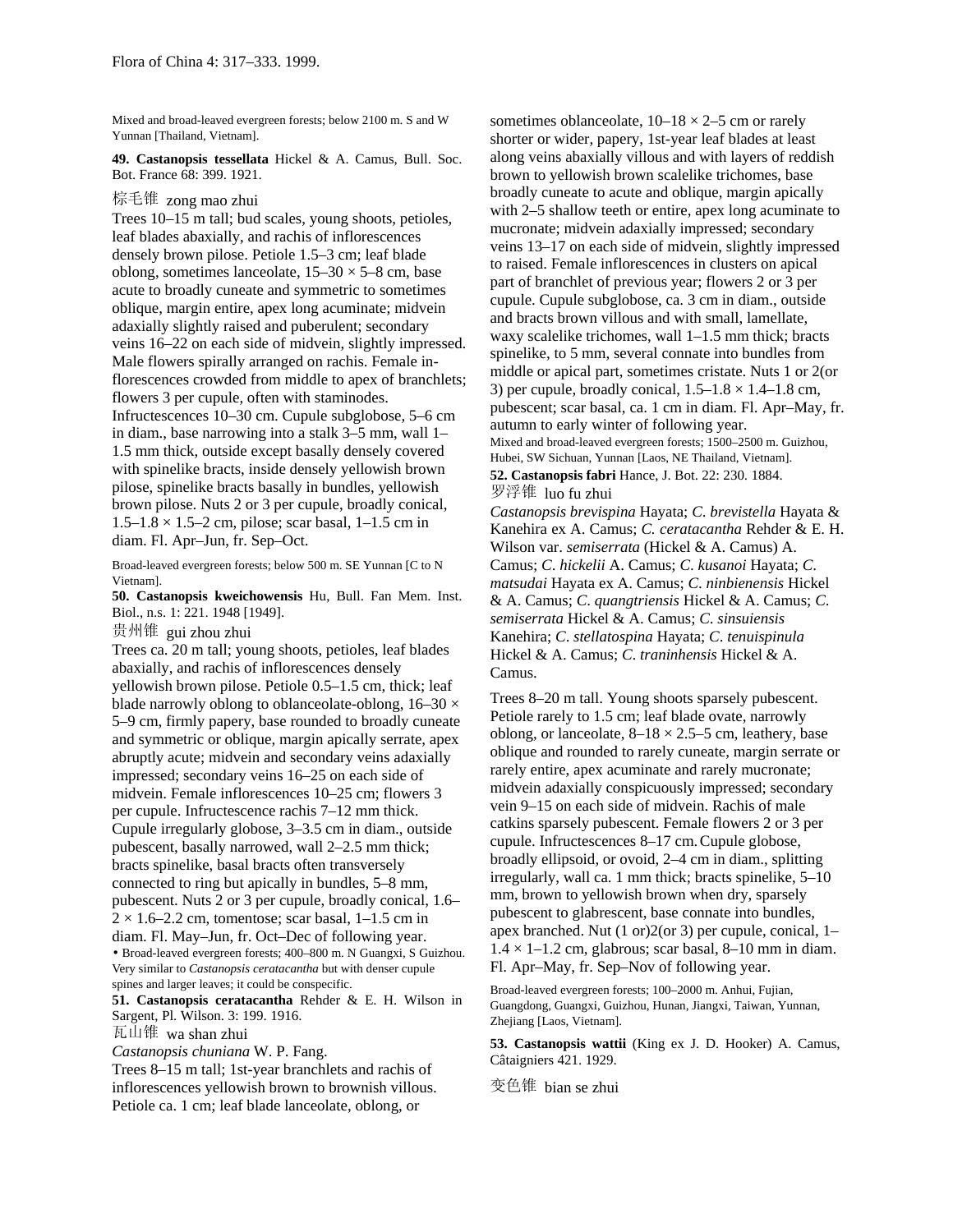Mixed and broad-leaved evergreen forests; below 2100 m. S and W Yunnan [Thailand, Vietnam].

**49. Castanopsis tessellata** Hickel & A. Camus, Bull. Soc. Bot. France 68: 399. 1921.

棕毛锥 zong mao zhui

Trees 10–15 m tall; bud scales, young shoots, petioles, leaf blades abaxially, and rachis of inflorescences densely brown pilose. Petiole 1.5–3 cm; leaf blade oblong, sometimes lanceolate, 15–30 × 5–8 cm, base acute to broadly cuneate and symmetric to sometimes oblique, margin entire, apex long acuminate; midvein adaxially slightly raised and puberulent; secondary veins 16–22 on each side of midvein, slightly impressed. Male flowers spirally arranged on rachis. Female inflorescences crowded from middle to apex of branchlets; flowers 3 per cupule, often with staminodes. Infructescences 10–30 cm. Cupule subglobose, 5–6 cm in diam., base narrowing into a stalk 3–5 mm, wall 1–1.5 mm thick, outside except basally densely covered with spinelike bracts, inside densely yellowish brown pilose, spinelike bracts basally in bundles, yellowish brown pilose. Nuts 2 or 3 per cupule, broadly conical, 1.5–1.8 × 1.5–2 cm, pilose; scar basal, 1–1.5 cm in diam. Fl. Apr–Jun, fr. Sep–Oct.

Broad-leaved evergreen forests; below 500 m. SE Yunnan [C to N Vietnam].

**50. Castanopsis kweichowensis** Hu, Bull. Fan Mem. Inst. Biol., n.s. 1: 221. 1948 [1949].

贵州锥 gui zhou zhui

Trees ca. 20 m tall; young shoots, petioles, leaf blades abaxially, and rachis of inflorescences densely yellowish brown pilose. Petiole 0.5–1.5 cm, thick; leaf blade narrowly oblong to oblanceolate-oblong, 16–30 × 5–9 cm, firmly papery, base rounded to broadly cuneate and symmetric or oblique, margin apically serrate, apex abruptly acute; midvein and secondary veins adaxially impressed; secondary veins 16–25 on each side of midvein. Female inflorescences 10–25 cm; flowers 3 per cupule. Infructescence rachis 7–12 mm thick. Cupule irregularly globose, 3–3.5 cm in diam., outside pubescent, basally narrowed, wall 2–2.5 mm thick; bracts spinelike, basal bracts often transversely connected to ring but apically in bundles, 5–8 mm, pubescent. Nuts 2 or 3 per cupule, broadly conical, 1.6–2 × 1.6–2.2 cm, tomentose; scar basal, 1–1.5 cm in diam. Fl. May–Jun, fr. Oct–Dec of following year.

• Broad-leaved evergreen forests; 400–800 m. N Guangxi, S Guizhou. Very similar to *Castanopsis ceratacantha* but with denser cupule spines and larger leaves; it could be conspecific.

**51. Castanopsis ceratacantha** Rehder & E. H. Wilson in Sargent, Pl. Wilson. 3: 199. 1916.

瓦山锥 wa shan zhui

*Castanopsis chuniana* W. P. Fang.

Trees 8–15 m tall; 1st-year branchlets and rachis of inflorescences yellowish brown to brownish villous. Petiole ca. 1 cm; leaf blade lanceolate, oblong, or sometimes oblanceolate, 10–18 × 2–5 cm or rarely shorter or wider, papery, 1st-year leaf blades at least along veins abaxially villous and with layers of reddish brown to yellowish brown scalelike trichomes, base broadly cuneate to acute and oblique, margin apically with 2–5 shallow teeth or entire, apex long acuminate to mucronate; midvein adaxially impressed; secondary veins 13–17 on each side of midvein, slightly impressed to raised. Female inflorescences in clusters on apical part of branchlet of previous year; flowers 2 or 3 per cupule. Cupule subglobose, ca. 3 cm in diam., outside and bracts brown villous and with small, lamellate, waxy scalelike trichomes, wall 1–1.5 mm thick; bracts spinelike, to 5 mm, several connate into bundles from middle or apical part, sometimes cristate. Nuts 1 or 2(or 3) per cupule, broadly conical, 1.5–1.8 × 1.4–1.8 cm, pubescent; scar basal, ca. 1 cm in diam. Fl. Apr–May, fr. autumn to early winter of following year.

Mixed and broad-leaved evergreen forests; 1500–2500 m. Guizhou, Hubei, SW Sichuan, Yunnan [Laos, NE Thailand, Vietnam].

**52. Castanopsis fabri** Hance, J. Bot. 22: 230. 1884.

罗浮锥 luo fu zhui

*Castanopsis brevispina* Hayata; *C. brevistella* Hayata & Kanehira ex A. Camus; *C. ceratacantha* Rehder & E. H. Wilson var. *semiserrata* (Hickel & A. Camus) A. Camus; *C. hickelii* A. Camus; *C. kusanoi* Hayata; *C. matsudai* Hayata ex A. Camus; *C. ninbienensis* Hickel & A. Camus; *C. quangtriensis* Hickel & A. Camus; *C. semiserrata* Hickel & A. Camus; *C. sinsuiensis* Kanehira; *C. stellatospina* Hayata; *C. tenuispinula* Hickel & A. Camus; *C. traninhensis* Hickel & A. Camus.

Trees 8–20 m tall. Young shoots sparsely pubescent. Petiole rarely to 1.5 cm; leaf blade ovate, narrowly oblong, or lanceolate, 8–18 × 2.5–5 cm, leathery, base oblique and rounded to rarely cuneate, margin serrate or rarely entire, apex acuminate and rarely mucronate; midvein adaxially conspicuously impressed; secondary vein 9–15 on each side of midvein. Rachis of male catkins sparsely pubescent. Female flowers 2 or 3 per cupule. Infructescences 8–17 cm. Cupule globose, broadly ellipsoid, or ovoid, 2–4 cm in diam., splitting irregularly, wall ca. 1 mm thick; bracts spinelike, 5–10 mm, brown to yellowish brown when dry, sparsely pubescent to glabrescent, base connate into bundles, apex branched. Nut (1 or)2(or 3) per cupule, conical, 1–1.4 × 1–1.2 cm, glabrous; scar basal, 8–10 mm in diam. Fl. Apr–May, fr. Sep–Nov of following year.

Broad-leaved evergreen forests; 100–2000 m. Anhui, Fujian, Guangdong, Guangxi, Guizhou, Hunan, Jiangxi, Taiwan, Yunnan, Zhejiang [Laos, Vietnam].

**53. Castanopsis wattii** (King ex J. D. Hooker) A. Camus, Châtaigniers 421. 1929.

变色锥 bian se zhui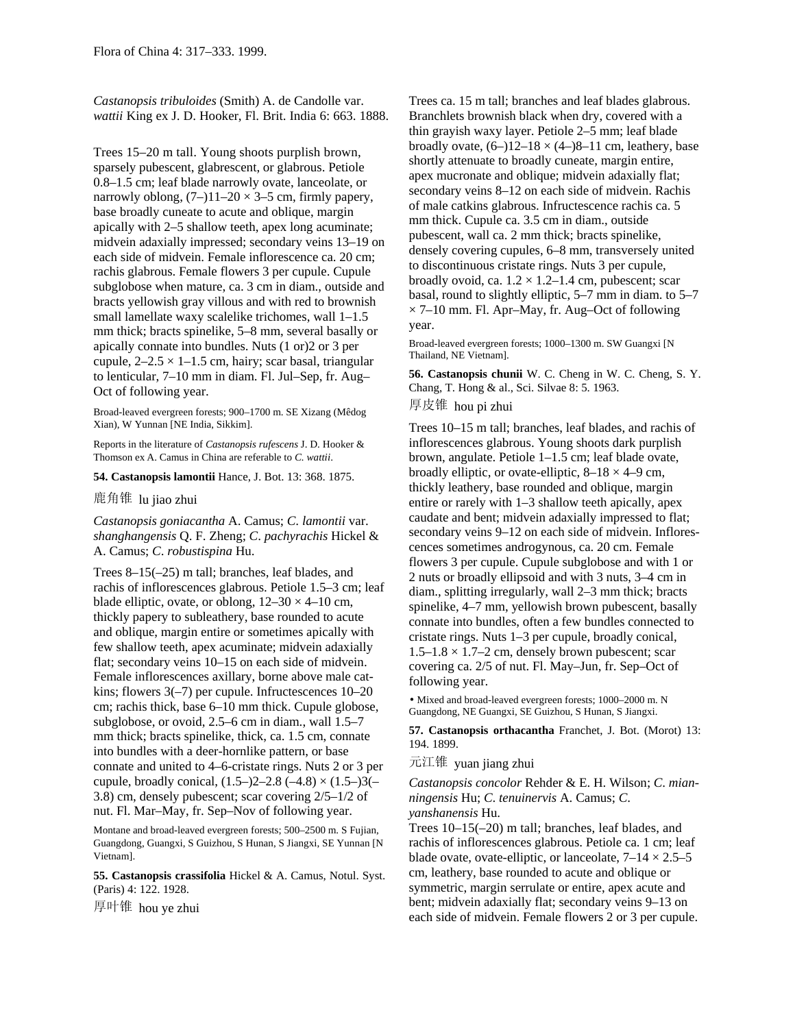*Castanopsis tribuloides* (Smith) A. de Candolle var. *wattii* King ex J. D. Hooker, Fl. Brit. India 6: 663. 1888.

Trees 15–20 m tall. Young shoots purplish brown, sparsely pubescent, glabrescent, or glabrous. Petiole 0.8–1.5 cm; leaf blade narrowly ovate, lanceolate, or narrowly oblong, (7–)11–20 × 3–5 cm, firmly papery, base broadly cuneate to acute and oblique, margin apically with 2–5 shallow teeth, apex long acuminate; midvein adaxially impressed; secondary veins 13–19 on each side of midvein. Female inflorescence ca. 20 cm; rachis glabrous. Female flowers 3 per cupule. Cupule subglobose when mature, ca. 3 cm in diam., outside and bracts yellowish gray villous and with red to brownish small lamellate waxy scalelike trichomes, wall 1–1.5 mm thick; bracts spinelike, 5–8 mm, several basally or apically connate into bundles. Nuts (1 or)2 or 3 per cupule, 2–2.5 × 1–1.5 cm, hairy; scar basal, triangular to lenticular, 7–10 mm in diam. Fl. Jul–Sep, fr. Aug–Oct of following year.

Broad-leaved evergreen forests; 900–1700 m. SE Xizang (Mêdog Xian), W Yunnan [NE India, Sikkim].

Reports in the literature of *Castanopsis rufescens* J. D. Hooker & Thomson ex A. Camus in China are referable to *C. wattii*.

**54. Castanopsis lamontii** Hance, J. Bot. 13: 368. 1875.

鹿角锥 lu jiao zhui

*Castanopsis goniacantha* A. Camus; *C. lamontii* var. *shanghangensis* Q. F. Zheng; *C. pachyrachis* Hickel & A. Camus; *C. robustispina* Hu.

Trees 8–15(–25) m tall; branches, leaf blades, and rachis of inflorescences glabrous. Petiole 1.5–3 cm; leaf blade elliptic, ovate, or oblong, 12–30 × 4–10 cm, thickly papery to subleathery, base rounded to acute and oblique, margin entire or sometimes apically with few shallow teeth, apex acuminate; midvein adaxially flat; secondary veins 10–15 on each side of midvein. Female inflorescences axillary, borne above male catkins; flowers 3(–7) per cupule. Infructescences 10–20 cm; rachis thick, base 6–10 mm thick. Cupule globose, subglobose, or ovoid, 2.5–6 cm in diam., wall 1.5–7 mm thick; bracts spinelike, thick, ca. 1.5 cm, connate into bundles with a deer-hornlike pattern, or base connate and united to 4–6-cristate rings. Nuts 2 or 3 per cupule, broadly conical, (1.5–)2–2.8 (–4.8) × (1.5–)3(–3.8) cm, densely pubescent; scar covering 2/5–1/2 of nut. Fl. Mar–May, fr. Sep–Nov of following year.

Montane and broad-leaved evergreen forests; 500–2500 m. S Fujian, Guangdong, Guangxi, S Guizhou, S Hunan, S Jiangxi, SE Yunnan [N Vietnam].

**55. Castanopsis crassifolia** Hickel & A. Camus, Notul. Syst. (Paris) 4: 122. 1928.

厚叶锥 hou ye zhui

Trees ca. 15 m tall; branches and leaf blades glabrous. Branchlets brownish black when dry, covered with a thin grayish waxy layer. Petiole 2–5 mm; leaf blade broadly ovate, (6–)12–18 × (4–)8–11 cm, leathery, base shortly attenuate to broadly cuneate, margin entire, apex mucronate and oblique; midvein adaxially flat; secondary veins 8–12 on each side of midvein. Rachis of male catkins glabrous. Infructescence rachis ca. 5 mm thick. Cupule ca. 3.5 cm in diam., outside pubescent, wall ca. 2 mm thick; bracts spinelike, densely covering cupules, 6–8 mm, transversely united to discontinuous cristate rings. Nuts 3 per cupule, broadly ovoid, ca. 1.2 × 1.2–1.4 cm, pubescent; scar basal, round to slightly elliptic, 5–7 mm in diam. to 5–7 × 7–10 mm. Fl. Apr–May, fr. Aug–Oct of following year.

Broad-leaved evergreen forests; 1000–1300 m. SW Guangxi [N Thailand, NE Vietnam].

**56. Castanopsis chunii** W. C. Cheng in W. C. Cheng, S. Y. Chang, T. Hong & al., Sci. Silvae 8: 5. 1963.

厚皮锥 hou pi zhui

Trees 10–15 m tall; branches, leaf blades, and rachis of inflorescences glabrous. Young shoots dark purplish brown, angulate. Petiole 1–1.5 cm; leaf blade ovate, broadly elliptic, or ovate-elliptic, 8–18 × 4–9 cm, thickly leathery, base rounded and oblique, margin entire or rarely with 1–3 shallow teeth apically, apex caudate and bent; midvein adaxially impressed to flat; secondary veins 9–12 on each side of midvein. Inflorescences sometimes androgynous, ca. 20 cm. Female flowers 3 per cupule. Cupule subglobose and with 1 or 2 nuts or broadly ellipsoid and with 3 nuts, 3–4 cm in diam., splitting irregularly, wall 2–3 mm thick; bracts spinelike, 4–7 mm, yellowish brown pubescent, basally connate into bundles, often a few bundles connected to cristate rings. Nuts 1–3 per cupule, broadly conical, 1.5–1.8 × 1.7–2 cm, densely brown pubescent; scar covering ca. 2/5 of nut. Fl. May–Jun, fr. Sep–Oct of following year.

• Mixed and broad-leaved evergreen forests; 1000–2000 m. N Guangdong, NE Guangxi, SE Guizhou, S Hunan, S Jiangxi.

**57. Castanopsis orthacantha** Franchet, J. Bot. (Morot) 13: 194. 1899.

元江锥 yuan jiang zhui

*Castanopsis concolor* Rehder & E. H. Wilson; *C. mianningensis* Hu; *C. tenuinervis* A. Camus; *C. yanshanensis* Hu.

Trees 10–15(–20) m tall; branches, leaf blades, and rachis of inflorescences glabrous. Petiole ca. 1 cm; leaf blade ovate, ovate-elliptic, or lanceolate, 7–14 × 2.5–5 cm, leathery, base rounded to acute and oblique or symmetric, margin serrulate or entire, apex acute and bent; midvein adaxially flat; secondary veins 9–13 on each side of midvein. Female flowers 2 or 3 per cupule.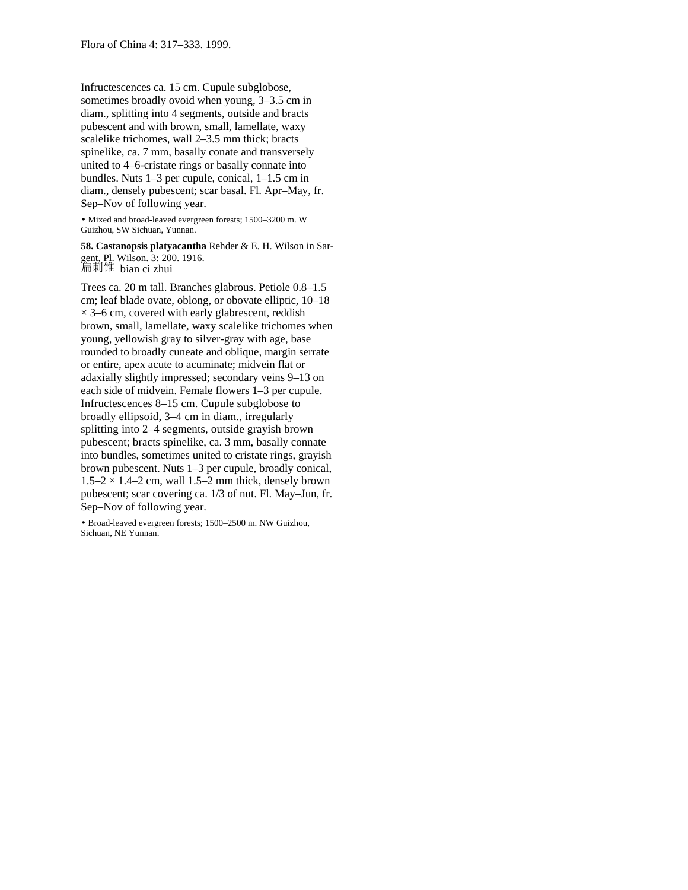Infructescences ca. 15 cm. Cupule subglobose, sometimes broadly ovoid when young, 3–3.5 cm in diam., splitting into 4 segments, outside and bracts pubescent and with brown, small, lamellate, waxy scalelike trichomes, wall 2–3.5 mm thick; bracts spinelike, ca. 7 mm, basally conate and transversely united to 4–6-cristate rings or basally connate into bundles. Nuts 1–3 per cupule, conical, 1–1.5 cm in diam., densely pubescent; scar basal. Fl. Apr–May, fr. Sep–Nov of following year.

• Mixed and broad-leaved evergreen forests; 1500–3200 m. W Guizhou, SW Sichuan, Yunnan.

**58. Castanopsis platyacantha** Rehder & E. H. Wilson in Sargent, Pl. Wilson. 3: 200. 1916.

扁刺锥 bian ci zhui

Trees ca. 20 m tall. Branches glabrous. Petiole 0.8–1.5 cm; leaf blade ovate, oblong, or obovate elliptic, 10–18 × 3–6 cm, covered with early glabrescent, reddish brown, small, lamellate, waxy scalelike trichomes when young, yellowish gray to silver-gray with age, base rounded to broadly cuneate and oblique, margin serrate or entire, apex acute to acuminate; midvein flat or adaxially slightly impressed; secondary veins 9–13 on each side of midvein. Female flowers 1–3 per cupule. Infructescences 8–15 cm. Cupule subglobose to broadly ellipsoid, 3–4 cm in diam., irregularly splitting into 2–4 segments, outside grayish brown pubescent; bracts spinelike, ca. 3 mm, basally connate into bundles, sometimes united to cristate rings, grayish brown pubescent. Nuts 1–3 per cupule, broadly conical, 1.5–2 × 1.4–2 cm, wall 1.5–2 mm thick, densely brown pubescent; scar covering ca. 1/3 of nut. Fl. May–Jun, fr. Sep–Nov of following year.

• Broad-leaved evergreen forests; 1500–2500 m. NW Guizhou, Sichuan, NE Yunnan.